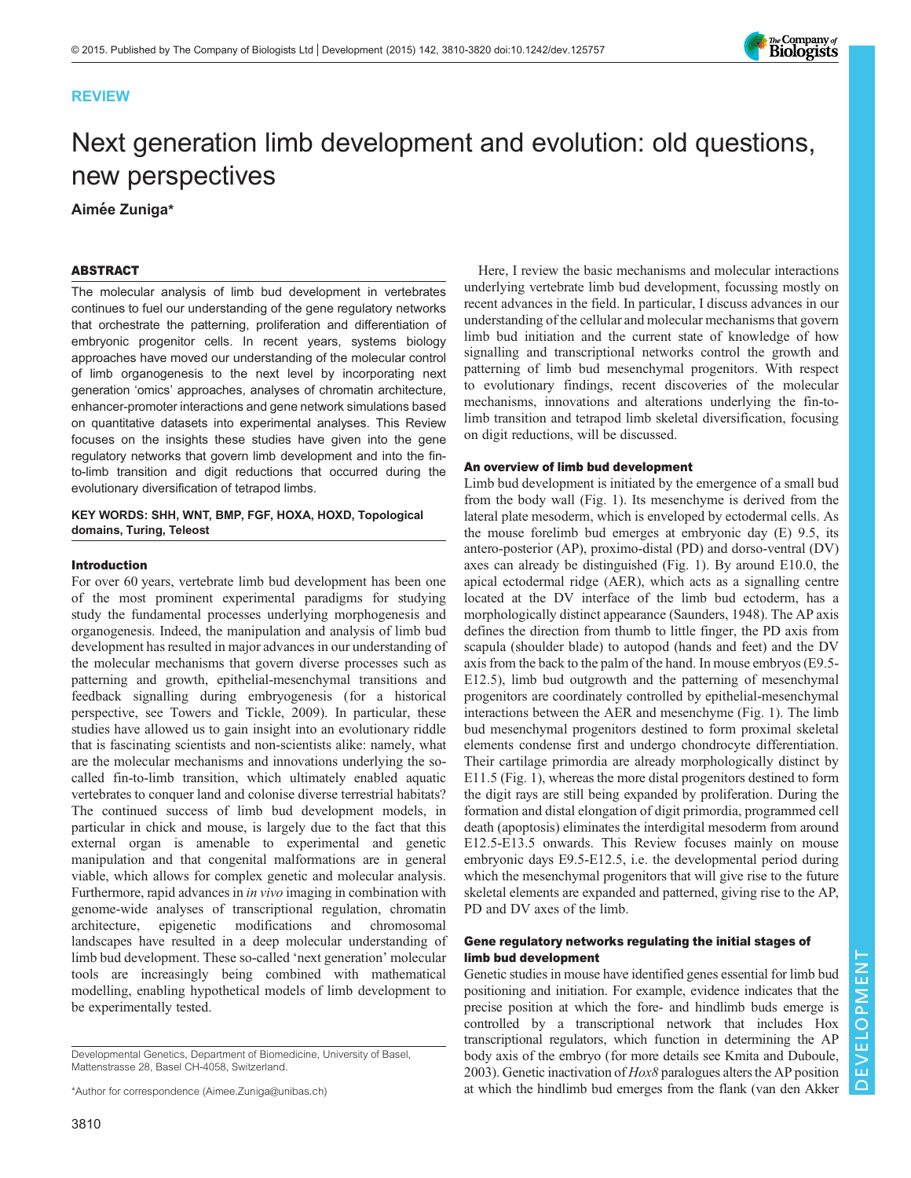REVIEW

# Next generation limb development and evolution: old questions, new perspectives

**Aimée Zuniga***

## ABSTRACT

The molecular analysis of limb bud development in vertebrates continues to fuel our understanding of the gene regulatory networks that orchestrate the patterning, proliferation and differentiation of embryonic progenitor cells. In recent years, systems biology approaches have moved our understanding of the molecular control of limb organogenesis to the next level by incorporating next generation 'omics' approaches, analyses of chromatin architecture, enhancer-promoter interactions and gene network simulations based on quantitative datasets into experimental analyses. This Review focuses on the insights these studies have given into the gene regulatory networks that govern limb development and into the fin-to-limb transition and digit reductions that occurred during the evolutionary diversification of tetrapod limbs.

**KEY WORDS: SHH, WNT, BMP, FGF, HOXA, HOXD, Topological domains, Turing, Teleost**

### Introduction

For over 60 years, vertebrate limb bud development has been one of the most prominent experimental paradigms for studying study the fundamental processes underlying morphogenesis and organogenesis. Indeed, the manipulation and analysis of limb bud development has resulted in major advances in our understanding of the molecular mechanisms that govern diverse processes such as patterning and growth, epithelial-mesenchymal transitions and feedback signalling during embryogenesis (for a historical perspective, see Towers and Tickle, 2009). In particular, these studies have allowed us to gain insight into an evolutionary riddle that is fascinating scientists and non-scientists alike: namely, what are the molecular mechanisms and innovations underlying the so-called fin-to-limb transition, which ultimately enabled aquatic vertebrates to conquer land and colonise diverse terrestrial habitats? The continued success of limb bud development models, in particular in chick and mouse, is largely due to the fact that this external organ is amenable to experimental and genetic manipulation and that congenital malformations are in general viable, which allows for complex genetic and molecular analysis. Furthermore, rapid advances in *in vivo* imaging in combination with genome-wide analyses of transcriptional regulation, chromatin architecture, epigenetic modifications and chromosomal landscapes have resulted in a deep molecular understanding of limb bud development. These so-called 'next generation' molecular tools are increasingly being combined with mathematical modelling, enabling hypothetical models of limb development to be experimentally tested.

Developmental Genetics, Department of Biomedicine, University of Basel, Mattenstrasse 28, Basel CH-4058, Switzerland.

*Author for correspondence (Aimee.Zuniga@unibas.ch)

Here, I review the basic mechanisms and molecular interactions underlying vertebrate limb bud development, focussing mostly on recent advances in the field. In particular, I discuss advances in our understanding of the cellular and molecular mechanisms that govern limb bud initiation and the current state of knowledge of how signalling and transcriptional networks control the growth and patterning of limb bud mesenchymal progenitors. With respect to evolutionary findings, recent discoveries of the molecular mechanisms, innovations and alterations underlying the fin-to-limb transition and tetrapod limb skeletal diversification, focusing on digit reductions, will be discussed.

### An overview of limb bud development

Limb bud development is initiated by the emergence of a small bud from the body wall (Fig. 1). Its mesenchyme is derived from the lateral plate mesoderm, which is enveloped by ectodermal cells. As the mouse forelimb bud emerges at embryonic day (E) 9.5, its antero-posterior (AP), proximo-distal (PD) and dorso-ventral (DV) axes can already be distinguished (Fig. 1). By around E10.0, the apical ectodermal ridge (AER), which acts as a signalling centre located at the DV interface of the limb bud ectoderm, has a morphologically distinct appearance (Saunders, 1948). The AP axis defines the direction from thumb to little finger, the PD axis from scapula (shoulder blade) to autopod (hands and feet) and the DV axis from the back to the palm of the hand. In mouse embryos (E9.5-E12.5), limb bud outgrowth and the patterning of mesenchymal progenitors are coordinately controlled by epithelial-mesenchymal interactions between the AER and mesenchyme (Fig. 1). The limb bud mesenchymal progenitors destined to form proximal skeletal elements condense first and undergo chondrocyte differentiation. Their cartilage primordia are already morphologically distinct by E11.5 (Fig. 1), whereas the more distal progenitors destined to form the digit rays are still being expanded by proliferation. During the formation and distal elongation of digit primordia, programmed cell death (apoptosis) eliminates the interdigital mesoderm from around E12.5-E13.5 onwards. This Review focuses mainly on mouse embryonic days E9.5-E12.5, i.e. the developmental period during which the mesenchymal progenitors that will give rise to the future skeletal elements are expanded and patterned, giving rise to the AP, PD and DV axes of the limb.

### Gene regulatory networks regulating the initial stages of limb bud development

Genetic studies in mouse have identified genes essential for limb bud positioning and initiation. For example, evidence indicates that the precise position at which the fore- and hindlimb buds emerge is controlled by a transcriptional network that includes Hox transcriptional regulators, which function in determining the AP body axis of the embryo (for more details see Kmita and Duboule, 2003). Genetic inactivation of *Hox8* paralogues alters the AP position at which the hindlimb bud emerges from the flank (van den Akker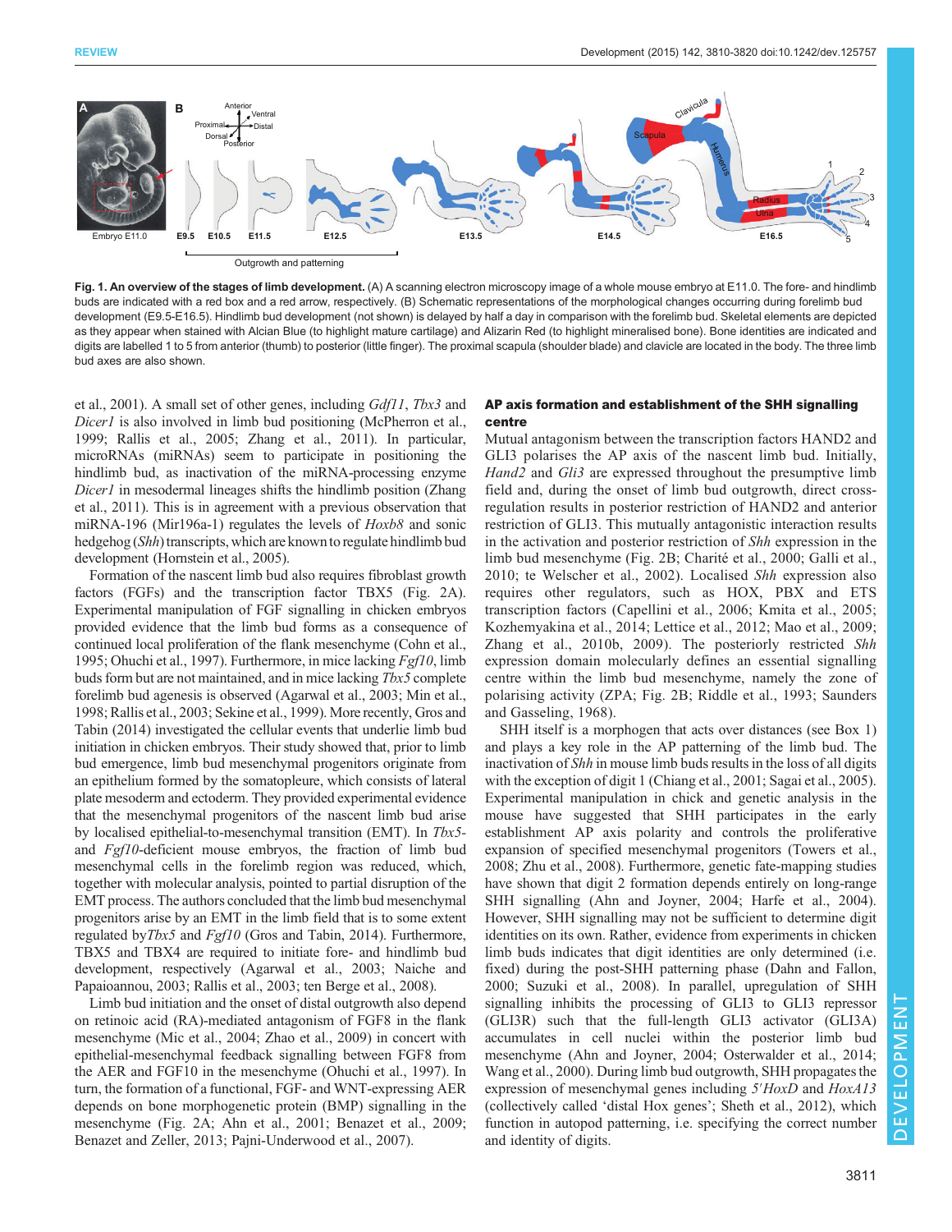**Fig. 1. An overview of the stages of limb development.** (A) A scanning electron microscopy image of a whole mouse embryo at E11.0. The fore- and hindlimb buds are indicated with a red box and a red arrow, respectively. (B) Schematic representations of the morphological changes occurring during forelimb bud development (E9.5-E16.5). Hindlimb bud development (not shown) is delayed by half a day in comparison with the forelimb bud. Skeletal elements are depicted as they appear when stained with Alcian Blue (to highlight mature cartilage) and Alizarin Red (to highlight mineralised bone). Bone identities are indicated and digits are labelled 1 to 5 from anterior (thumb) to posterior (little finger). The proximal scapula (shoulder blade) and clavicle are located in the body. The three limb bud axes are also shown.

et al., 2001). A small set of other genes, including *Gdf11*, *Tbx3* and *Dicer1* is also involved in limb bud positioning (McPherron et al., 1999; Rallis et al., 2005; Zhang et al., 2011). In particular, microRNAs (miRNAs) seem to participate in positioning the hindlimb bud, as inactivation of the miRNA-processing enzyme *Dicer1* in mesodermal lineages shifts the hindlimb position (Zhang et al., 2011). This is in agreement with a previous observation that miRNA-196 (Mir196a-1) regulates the levels of *Hoxb8* and sonic hedgehog (*Shh*) transcripts, which are known to regulate hindlimb bud development (Hornstein et al., 2005).

Formation of the nascent limb bud also requires fibroblast growth factors (FGFs) and the transcription factor TBX5 (Fig. 2A). Experimental manipulation of FGF signalling in chicken embryos provided evidence that the limb bud forms as a consequence of continued local proliferation of the flank mesenchyme (Cohn et al., 1995; Ohuchi et al., 1997). Furthermore, in mice lacking *Fgf10*, limb buds form but are not maintained, and in mice lacking *Tbx5* complete forelimb bud agenesis is observed (Agarwal et al., 2003; Min et al., 1998; Rallis et al., 2003; Sekine et al., 1999). More recently, Gros and Tabin (2014) investigated the cellular events that underlie limb bud initiation in chicken embryos. Their study showed that, prior to limb bud emergence, limb bud mesenchymal progenitors originate from an epithelium formed by the somatopleure, which consists of lateral plate mesoderm and ectoderm. They provided experimental evidence that the mesenchymal progenitors of the nascent limb bud arise by localised epithelial-to-mesenchymal transition (EMT). In *Tbx5*- and *Fgf10*-deficient mouse embryos, the fraction of limb bud mesenchymal cells in the forelimb region was reduced, which, together with molecular analysis, pointed to partial disruption of the EMT process. The authors concluded that the limb bud mesenchymal progenitors arise by an EMT in the limb field that is to some extent regulated by *Tbx5* and *Fgf10* (Gros and Tabin, 2014). Furthermore, TBX5 and TBX4 are required to initiate fore- and hindlimb bud development, respectively (Agarwal et al., 2003; Naiche and Papaioannou, 2003; Rallis et al., 2003; ten Berge et al., 2008).

Limb bud initiation and the onset of distal outgrowth also depend on retinoic acid (RA)-mediated antagonism of FGF8 in the flank mesenchyme (Mic et al., 2004; Zhao et al., 2009) in concert with epithelial-mesenchymal feedback signalling between FGF8 from the AER and FGF10 in the mesenchyme (Ohuchi et al., 1997). In turn, the formation of a functional, FGF- and WNT-expressing AER depends on bone morphogenetic protein (BMP) signalling in the mesenchyme (Fig. 2A; Ahn et al., 2001; Benazet et al., 2009; Benazet and Zeller, 2013; Pajni-Underwood et al., 2007).

### AP axis formation and establishment of the SHH signalling centre

Mutual antagonism between the transcription factors HAND2 and GLI3 polarises the AP axis of the nascent limb bud. Initially, *Hand2* and *Gli3* are expressed throughout the presumptive limb field and, during the onset of limb bud outgrowth, direct cross-regulation results in posterior restriction of HAND2 and anterior restriction of GLI3. This mutually antagonistic interaction results in the activation and posterior restriction of *Shh* expression in the limb bud mesenchyme (Fig. 2B; Charité et al., 2000; Galli et al., 2010; te Welscher et al., 2002). Localised *Shh* expression also requires other regulators, such as HOX, PBX and ETS transcription factors (Capellini et al., 2006; Kmita et al., 2005; Kozhemyakina et al., 2014; Lettice et al., 2012; Mao et al., 2009; Zhang et al., 2010b, 2009). The posteriorly restricted *Shh* expression domain molecularly defines an essential signalling centre within the limb bud mesenchyme, namely the zone of polarising activity (ZPA; Fig. 2B; Riddle et al., 1993; Saunders and Gasseling, 1968).

SHH itself is a morphogen that acts over distances (see Box 1) and plays a key role in the AP patterning of the limb bud. The inactivation of *Shh* in mouse limb buds results in the loss of all digits with the exception of digit 1 (Chiang et al., 2001; Sagai et al., 2005). Experimental manipulation in chick and genetic analysis in the mouse have suggested that SHH participates in the early establishment AP axis polarity and controls the proliferative expansion of specified mesenchymal progenitors (Towers et al., 2008; Zhu et al., 2008). Furthermore, genetic fate-mapping studies have shown that digit 2 formation depends entirely on long-range SHH signalling (Ahn and Joyner, 2004; Harfe et al., 2004). However, SHH signalling may not be sufficient to determine digit identities on its own. Rather, evidence from experiments in chicken limb buds indicates that digit identities are only determined (i.e. fixed) during the post-SHH patterning phase (Dahn and Fallon, 2000; Suzuki et al., 2008). In parallel, upregulation of SHH signalling inhibits the processing of GLI3 to GLI3 repressor (GLI3R) such that the full-length GLI3 activator (GLI3A) accumulates in cell nuclei within the posterior limb bud mesenchyme (Ahn and Joyner, 2004; Osterwalder et al., 2014; Wang et al., 2000). During limb bud outgrowth, SHH propagates the expression of mesenchymal genes including *5′HoxD* and *HoxA13* (collectively called 'distal Hox genes'; Sheth et al., 2012), which function in autopod patterning, i.e. specifying the correct number and identity of digits.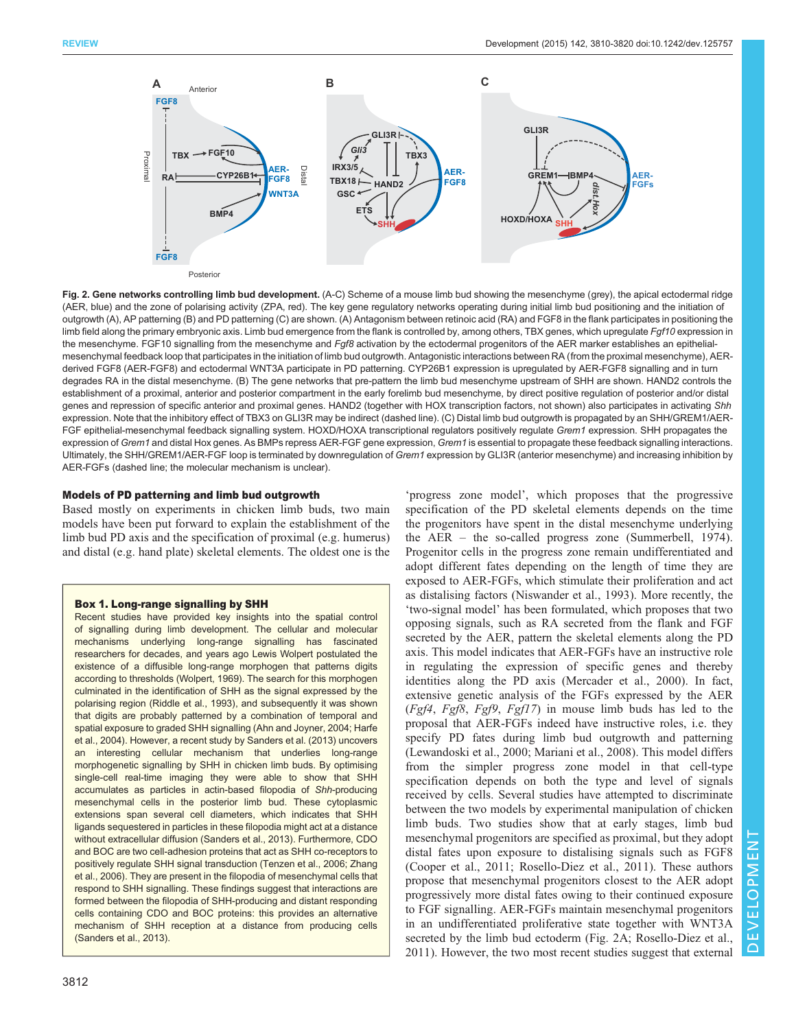**Fig. 2. Gene networks controlling limb bud development.** (A-C) Scheme of a mouse limb bud showing the mesenchyme (grey), the apical ectodermal ridge (AER, blue) and the zone of polarising activity (ZPA, red). The key gene regulatory networks operating during initial limb bud positioning and the initiation of outgrowth (A), AP patterning (B) and PD patterning (C) are shown. (A) Antagonism between retinoic acid (RA) and FGF8 in the flank participates in positioning the limb field along the primary embryonic axis. Limb bud emergence from the flank is controlled by, among others, TBX genes, which upregulate *Fgf10* expression in the mesenchyme. FGF10 signalling from the mesenchyme and *Fgf8* activation by the ectodermal progenitors of the AER marker establishes an epithelial-mesenchymal feedback loop that participates in the initiation of limb bud outgrowth. Antagonistic interactions between RA (from the proximal mesenchyme), AER-derived FGF8 (AER-FGF8) and ectodermal WNT3A participate in PD patterning. CYP26B1 expression is upregulated by AER-FGF8 signalling and in turn degrades RA in the distal mesenchyme. (B) The gene networks that pre-pattern the limb bud mesenchyme upstream of SHH are shown. HAND2 controls the establishment of a proximal, anterior and posterior compartment in the early forelimb bud mesenchyme, by direct positive regulation of posterior and/or distal genes and repression of specific anterior and proximal genes. HAND2 (together with HOX transcription factors, not shown) also participates in activating *Shh* expression. Note that the inhibitory effect of TBX3 on GLI3R may be indirect (dashed line). (C) Distal limb bud outgrowth is propagated by an SHH/GREM1/AER-FGF epithelial-mesenchymal feedback signalling system. HOXD/HOXA transcriptional regulators positively regulate *Grem1* expression. SHH propagates the expression of *Grem1* and distal Hox genes. As BMPs repress AER-FGF gene expression, *Grem1* is essential to propagate these feedback signalling interactions. Ultimately, the SHH/GREM1/AER-FGF loop is terminated by downregulation of *Grem1* expression by GLI3R (anterior mesenchyme) and increasing inhibition by AER-FGFs (dashed line; the molecular mechanism is unclear).

## Models of PD patterning and limb bud outgrowth

Based mostly on experiments in chicken limb buds, two main models have been put forward to explain the establishment of the limb bud PD axis and the specification of proximal (e.g. humerus) and distal (e.g. hand plate) skeletal elements. The oldest one is the 'progress zone model', which proposes that the progressive specification of the PD skeletal elements depends on the time the progenitors have spent in the distal mesenchyme underlying the AER – the so-called progress zone (Summerbell, 1974). Progenitor cells in the progress zone remain undifferentiated and adopt different fates depending on the length of time they are exposed to AER-FGFs, which stimulate their proliferation and act as distalising factors (Niswander et al., 1993). More recently, the 'two-signal model' has been formulated, which proposes that two opposing signals, such as RA secreted from the flank and FGF secreted by the AER, pattern the skeletal elements along the PD axis. This model indicates that AER-FGFs have an instructive role in regulating the expression of specific genes and thereby identities along the PD axis (Mercader et al., 2000). In fact, extensive genetic analysis of the FGFs expressed by the AER (*Fgf4*, *Fgf8*, *Fgf9*, *Fgf17*) in mouse limb buds has led to the proposal that AER-FGFs indeed have instructive roles, i.e. they specify PD fates during limb bud outgrowth and patterning (Lewandoski et al., 2000; Mariani et al., 2008). This model differs from the simpler progress zone model in that cell-type specification depends on both the type and level of signals received by cells. Several studies have attempted to discriminate between the two models by experimental manipulation of chicken limb buds. Two studies show that at early stages, limb bud mesenchymal progenitors are specified as proximal, but they adopt distal fates upon exposure to distalising signals such as FGF8 (Cooper et al., 2011; Rosello-Diez et al., 2011). These authors propose that mesenchymal progenitors closest to the AER adopt progressively more distal fates owing to their continued exposure to FGF signalling. AER-FGFs maintain mesenchymal progenitors in an undifferentiated proliferative state together with WNT3A secreted by the limb bud ectoderm (Fig. 2A; Rosello-Diez et al., 2011). However, the two most recent studies suggest that external

> **Box 1. Long-range signalling by SHH**
>
> Recent studies have provided key insights into the spatial control of signalling during limb development. The cellular and molecular mechanisms underlying long-range signalling has fascinated researchers for decades, and years ago Lewis Wolpert postulated the existence of a diffusible long-range morphogen that patterns digits according to thresholds (Wolpert, 1969). The search for this morphogen culminated in the identification of SHH as the signal expressed by the polarising region (Riddle et al., 1993), and subsequently it was shown that digits are probably patterned by a combination of temporal and spatial exposure to graded SHH signalling (Ahn and Joyner, 2004; Harfe et al., 2004). However, a recent study by Sanders et al. (2013) uncovers an interesting cellular mechanism that underlies long-range morphogenetic signalling by SHH in chicken limb buds. By optimising single-cell real-time imaging they were able to show that SHH accumulates as particles in actin-based filopodia of *Shh*-producing mesenchymal cells in the posterior limb bud. These cytoplasmic extensions span several cell diameters, which indicates that SHH ligands sequestered in particles in these filopodia might act at a distance without extracellular diffusion (Sanders et al., 2013). Furthermore, CDO and BOC are two cell-adhesion proteins that act as SHH co-receptors to positively regulate SHH signal transduction (Tenzen et al., 2006; Zhang et al., 2006). They are present in the filopodia of mesenchymal cells that respond to SHH signalling. These findings suggest that interactions are formed between the filopodia of SHH-producing and distant responding cells containing CDO and BOC proteins: this provides an alternative mechanism of SHH reception at a distance from producing cells (Sanders et al., 2013).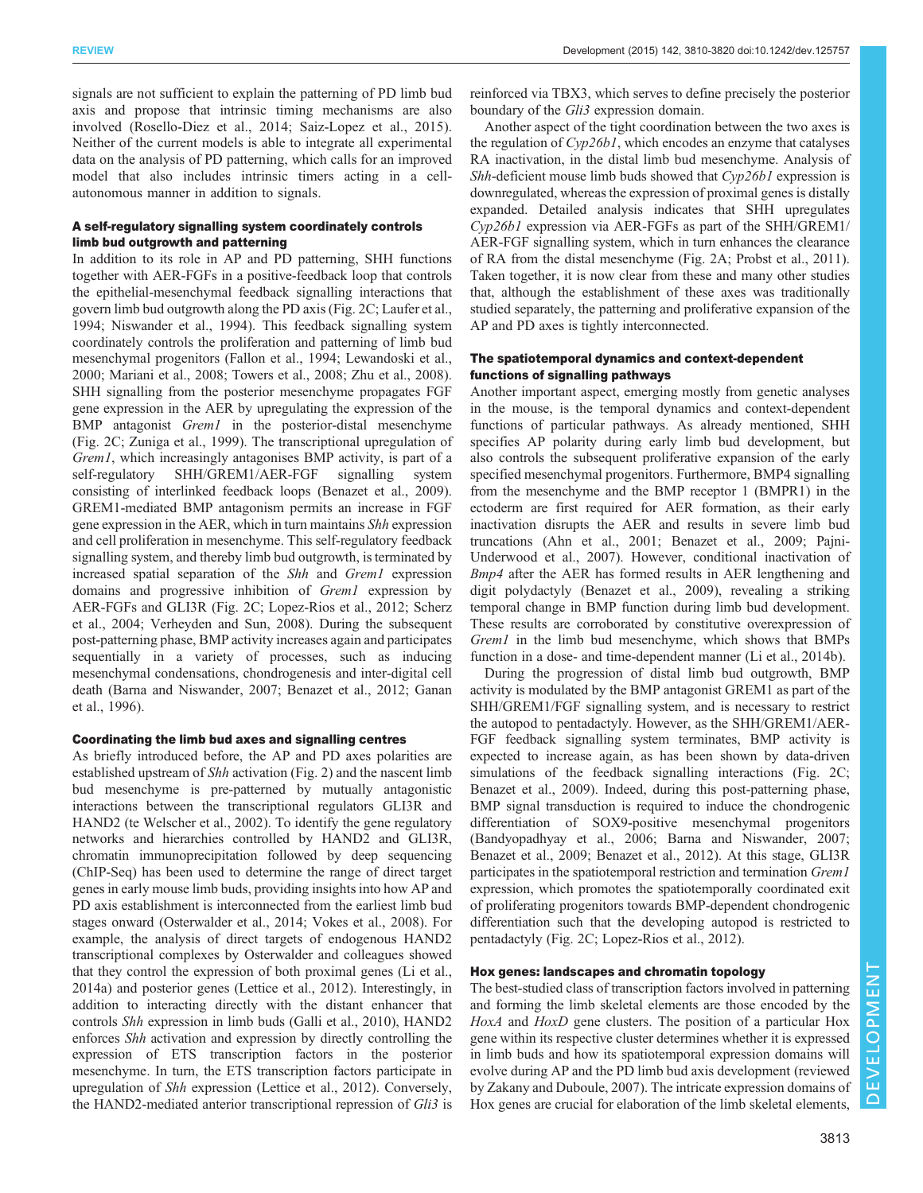signals are not sufficient to explain the patterning of PD limb bud axis and propose that intrinsic timing mechanisms are also involved (Rosello-Diez et al., 2014; Saiz-Lopez et al., 2015). Neither of the current models is able to integrate all experimental data on the analysis of PD patterning, which calls for an improved model that also includes intrinsic timers acting in a cell-autonomous manner in addition to signals.

### A self-regulatory signalling system coordinately controls limb bud outgrowth and patterning

In addition to its role in AP and PD patterning, SHH functions together with AER-FGFs in a positive-feedback loop that controls the epithelial-mesenchymal feedback signalling interactions that govern limb bud outgrowth along the PD axis (Fig. 2C; Laufer et al., 1994; Niswander et al., 1994). This feedback signalling system coordinately controls the proliferation and patterning of limb bud mesenchymal progenitors (Fallon et al., 1994; Lewandoski et al., 2000; Mariani et al., 2008; Towers et al., 2008; Zhu et al., 2008). SHH signalling from the posterior mesenchyme propagates FGF gene expression in the AER by upregulating the expression of the BMP antagonist *Grem1* in the posterior-distal mesenchyme (Fig. 2C; Zuniga et al., 1999). The transcriptional upregulation of *Grem1*, which increasingly antagonises BMP activity, is part of a self-regulatory SHH/GREM1/AER-FGF signalling system consisting of interlinked feedback loops (Benazet et al., 2009). GREM1-mediated BMP antagonism permits an increase in FGF gene expression in the AER, which in turn maintains *Shh* expression and cell proliferation in mesenchyme. This self-regulatory feedback signalling system, and thereby limb bud outgrowth, is terminated by increased spatial separation of the *Shh* and *Grem1* expression domains and progressive inhibition of *Grem1* expression by AER-FGFs and GLI3R (Fig. 2C; Lopez-Rios et al., 2012; Scherz et al., 2004; Verheyden and Sun, 2008). During the subsequent post-patterning phase, BMP activity increases again and participates sequentially in a variety of processes, such as inducing mesenchymal condensations, chondrogenesis and inter-digital cell death (Barna and Niswander, 2007; Benazet et al., 2012; Ganan et al., 1996).

### Coordinating the limb bud axes and signalling centres

As briefly introduced before, the AP and PD axes polarities are established upstream of *Shh* activation (Fig. 2) and the nascent limb bud mesenchyme is pre-patterned by mutually antagonistic interactions between the transcriptional regulators GLI3R and HAND2 (te Welscher et al., 2002). To identify the gene regulatory networks and hierarchies controlled by HAND2 and GLI3R, chromatin immunoprecipitation followed by deep sequencing (ChIP-Seq) has been used to determine the range of direct target genes in early mouse limb buds, providing insights into how AP and PD axis establishment is interconnected from the earliest limb bud stages onward (Osterwalder et al., 2014; Vokes et al., 2008). For example, the analysis of direct targets of endogenous HAND2 transcriptional complexes by Osterwalder and colleagues showed that they control the expression of both proximal genes (Li et al., 2014a) and posterior genes (Lettice et al., 2012). Interestingly, in addition to interacting directly with the distant enhancer that controls *Shh* expression in limb buds (Galli et al., 2010), HAND2 enforces *Shh* activation and expression by directly controlling the expression of ETS transcription factors in the posterior mesenchyme. In turn, the ETS transcription factors participate in upregulation of *Shh* expression (Lettice et al., 2012). Conversely, the HAND2-mediated anterior transcriptional repression of *Gli3* is reinforced via TBX3, which serves to define precisely the posterior boundary of the *Gli3* expression domain.

Another aspect of the tight coordination between the two axes is the regulation of *Cyp26b1*, which encodes an enzyme that catalyses RA inactivation, in the distal limb bud mesenchyme. Analysis of *Shh*-deficient mouse limb buds showed that *Cyp26b1* expression is downregulated, whereas the expression of proximal genes is distally expanded. Detailed analysis indicates that SHH upregulates *Cyp26b1* expression via AER-FGFs as part of the SHH/GREM1/AER-FGF signalling system, which in turn enhances the clearance of RA from the distal mesenchyme (Fig. 2A; Probst et al., 2011). Taken together, it is now clear from these and many other studies that, although the establishment of these axes was traditionally studied separately, the patterning and proliferative expansion of the AP and PD axes is tightly interconnected.

### The spatiotemporal dynamics and context-dependent functions of signalling pathways

Another important aspect, emerging mostly from genetic analyses in the mouse, is the temporal dynamics and context-dependent functions of particular pathways. As already mentioned, SHH specifies AP polarity during early limb bud development, but also controls the subsequent proliferative expansion of the early specified mesenchymal progenitors. Furthermore, BMP4 signalling from the mesenchyme and the BMP receptor 1 (BMPR1) in the ectoderm are first required for AER formation, as their early inactivation disrupts the AER and results in severe limb bud truncations (Ahn et al., 2001; Benazet et al., 2009; Pajni-Underwood et al., 2007). However, conditional inactivation of *Bmp4* after the AER has formed results in AER lengthening and digit polydactyly (Benazet et al., 2009), revealing a striking temporal change in BMP function during limb bud development. These results are corroborated by constitutive overexpression of *Grem1* in the limb bud mesenchyme, which shows that BMPs function in a dose- and time-dependent manner (Li et al., 2014b).

During the progression of distal limb bud outgrowth, BMP activity is modulated by the BMP antagonist GREM1 as part of the SHH/GREM1/FGF signalling system, and is necessary to restrict the autopod to pentadactyly. However, as the SHH/GREM1/AER-FGF feedback signalling system terminates, BMP activity is expected to increase again, as has been shown by data-driven simulations of the feedback signalling interactions (Fig. 2C; Benazet et al., 2009). Indeed, during this post-patterning phase, BMP signal transduction is required to induce the chondrogenic differentiation of SOX9-positive mesenchymal progenitors (Bandyopadhyay et al., 2006; Barna and Niswander, 2007; Benazet et al., 2009; Benazet et al., 2012). At this stage, GLI3R participates in the spatiotemporal restriction and termination *Grem1* expression, which promotes the spatiotemporally coordinated exit of proliferating progenitors towards BMP-dependent chondrogenic differentiation such that the developing autopod is restricted to pentadactyly (Fig. 2C; Lopez-Rios et al., 2012).

### Hox genes: landscapes and chromatin topology

The best-studied class of transcription factors involved in patterning and forming the limb skeletal elements are those encoded by the *HoxA* and *HoxD* gene clusters. The position of a particular Hox gene within its respective cluster determines whether it is expressed in limb buds and how its spatiotemporal expression domains will evolve during AP and the PD limb bud axis development (reviewed by Zakany and Duboule, 2007). The intricate expression domains of Hox genes are crucial for elaboration of the limb skeletal elements,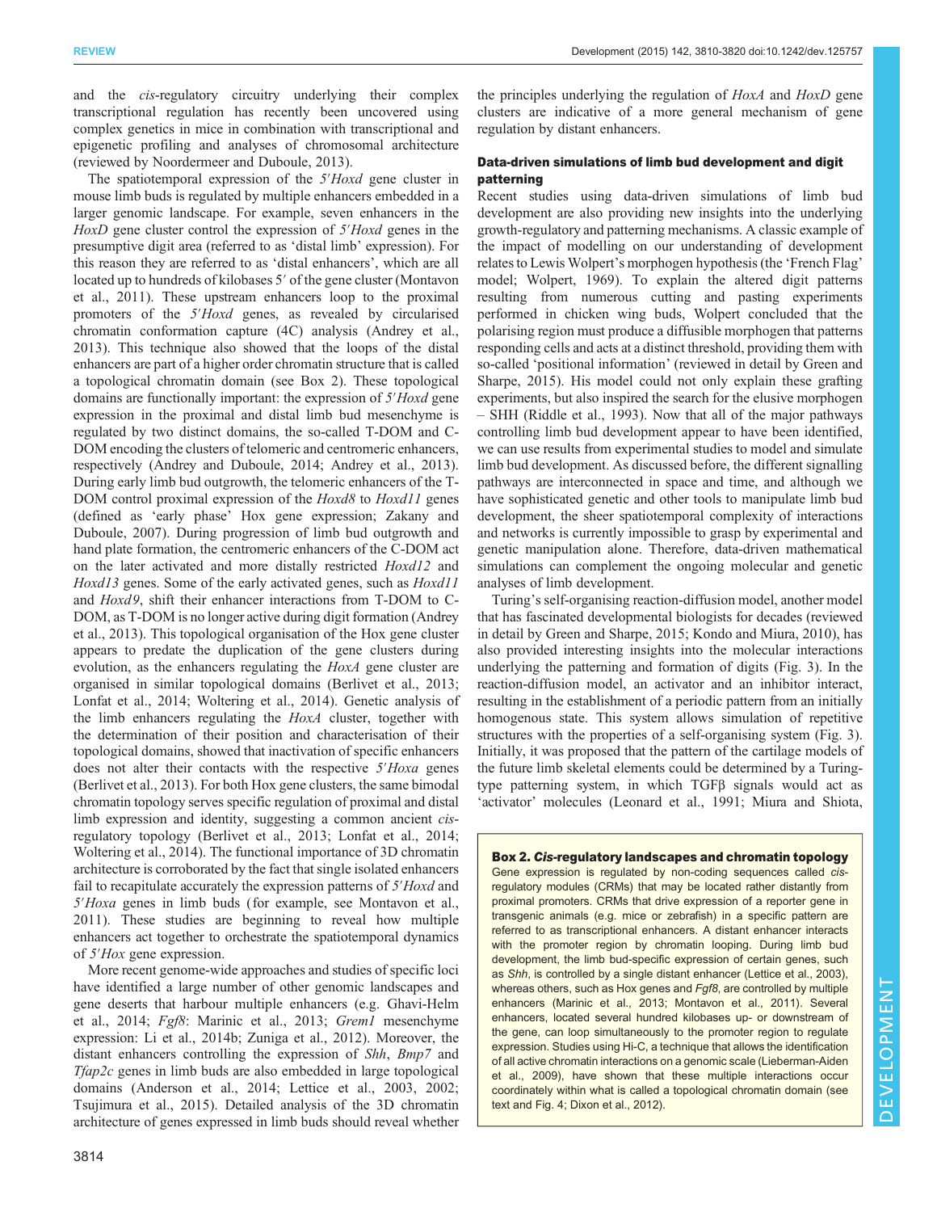and the *cis*-regulatory circuitry underlying their complex transcriptional regulation has recently been uncovered using complex genetics in mice in combination with transcriptional and epigenetic profiling and analyses of chromosomal architecture (reviewed by Noordermeer and Duboule, 2013).

The spatiotemporal expression of the *5′Hoxd* gene cluster in mouse limb buds is regulated by multiple enhancers embedded in a larger genomic landscape. For example, seven enhancers in the *HoxD* gene cluster control the expression of *5′Hoxd* genes in the presumptive digit area (referred to as 'distal limb' expression). For this reason they are referred to as 'distal enhancers', which are all located up to hundreds of kilobases 5′ of the gene cluster (Montavon et al., 2011). These upstream enhancers loop to the proximal promoters of the *5′Hoxd* genes, as revealed by circularised chromatin conformation capture (4C) analysis (Andrey et al., 2013). This technique also showed that the loops of the distal enhancers are part of a higher order chromatin structure that is called a topological chromatin domain (see Box 2). These topological domains are functionally important: the expression of *5′Hoxd* gene expression in the proximal and distal limb bud mesenchyme is regulated by two distinct domains, the so-called T-DOM and C-DOM encoding the clusters of telomeric and centromeric enhancers, respectively (Andrey and Duboule, 2014; Andrey et al., 2013). During early limb bud outgrowth, the telomeric enhancers of the T-DOM control proximal expression of the *Hoxd8* to *Hoxd11* genes (defined as 'early phase' Hox gene expression; Zakany and Duboule, 2007). During progression of limb bud outgrowth and hand plate formation, the centromeric enhancers of the C-DOM act on the later activated and more distally restricted *Hoxd12* and *Hoxd13* genes. Some of the early activated genes, such as *Hoxd11* and *Hoxd9*, shift their enhancer interactions from T-DOM to C-DOM, as T-DOM is no longer active during digit formation (Andrey et al., 2013). This topological organisation of the Hox gene cluster appears to predate the duplication of the gene clusters during evolution, as the enhancers regulating the *HoxA* gene cluster are organised in similar topological domains (Berlivet et al., 2013; Lonfat et al., 2014; Woltering et al., 2014). Genetic analysis of the limb enhancers regulating the *HoxA* cluster, together with the determination of their position and characterisation of their topological domains, showed that inactivation of specific enhancers does not alter their contacts with the respective *5′Hoxa* genes (Berlivet et al., 2013). For both Hox gene clusters, the same bimodal chromatin topology serves specific regulation of proximal and distal limb expression and identity, suggesting a common ancient *cis*-regulatory topology (Berlivet et al., 2013; Lonfat et al., 2014; Woltering et al., 2014). The functional importance of 3D chromatin architecture is corroborated by the fact that single isolated enhancers fail to recapitulate accurately the expression patterns of *5′Hoxd* and *5′Hoxa* genes in limb buds (for example, see Montavon et al., 2011). These studies are beginning to reveal how multiple enhancers act together to orchestrate the spatiotemporal dynamics of *5′Hox* gene expression.

More recent genome-wide approaches and studies of specific loci have identified a large number of other genomic landscapes and gene deserts that harbour multiple enhancers (e.g. Ghavi-Helm et al., 2014; *Fgf8*: Marinic et al., 2013; *Grem1* mesenchyme expression: Li et al., 2014b; Zuniga et al., 2012). Moreover, the distant enhancers controlling the expression of *Shh*, *Bmp7* and *Tfap2c* genes in limb buds are also embedded in large topological domains (Anderson et al., 2014; Lettice et al., 2003, 2002; Tsujimura et al., 2015). Detailed analysis of the 3D chromatin architecture of genes expressed in limb buds should reveal whether the principles underlying the regulation of *HoxA* and *HoxD* gene clusters are indicative of a more general mechanism of gene regulation by distant enhancers.

### Data-driven simulations of limb bud development and digit patterning

Recent studies using data-driven simulations of limb bud development are also providing new insights into the underlying growth-regulatory and patterning mechanisms. A classic example of the impact of modelling on our understanding of development relates to Lewis Wolpert's morphogen hypothesis (the 'French Flag' model; Wolpert, 1969). To explain the altered digit patterns resulting from numerous cutting and pasting experiments performed in chicken wing buds, Wolpert concluded that the polarising region must produce a diffusible morphogen that patterns responding cells and acts at a distinct threshold, providing them with so-called 'positional information' (reviewed in detail by Green and Sharpe, 2015). His model could not only explain these grafting experiments, but also inspired the search for the elusive morphogen – SHH (Riddle et al., 1993). Now that all of the major pathways controlling limb bud development appear to have been identified, we can use results from experimental studies to model and simulate limb bud development. As discussed before, the different signalling pathways are interconnected in space and time, and although we have sophisticated genetic and other tools to manipulate limb bud development, the sheer spatiotemporal complexity of interactions and networks is currently impossible to grasp by experimental and genetic manipulation alone. Therefore, data-driven mathematical simulations can complement the ongoing molecular and genetic analyses of limb development.

Turing's self-organising reaction-diffusion model, another model that has fascinated developmental biologists for decades (reviewed in detail by Green and Sharpe, 2015; Kondo and Miura, 2010), has also provided interesting insights into the molecular interactions underlying the patterning and formation of digits (Fig. 3). In the reaction-diffusion model, an activator and an inhibitor interact, resulting in the establishment of a periodic pattern from an initially homogenous state. This system allows simulation of repetitive structures with the properties of a self-organising system (Fig. 3). Initially, it was proposed that the pattern of the cartilage models of the future limb skeletal elements could be determined by a Turing-type patterning system, in which TGFβ signals would act as 'activator' molecules (Leonard et al., 1991; Miura and Shiota,

> **Box 2. *Cis*-regulatory landscapes and chromatin topology**
>
> Gene expression is regulated by non-coding sequences called *cis*-regulatory modules (CRMs) that may be located rather distantly from proximal promoters. CRMs that drive expression of a reporter gene in transgenic animals (e.g. mice or zebrafish) in a specific pattern are referred to as transcriptional enhancers. A distant enhancer interacts with the promoter region by chromatin looping. During limb bud development, the limb bud-specific expression of certain genes, such as *Shh*, is controlled by a single distant enhancer (Lettice et al., 2003), whereas others, such as Hox genes and *Fgf8*, are controlled by multiple enhancers (Marinic et al., 2013; Montavon et al., 2011). Several enhancers, located several hundred kilobases up- or downstream of the gene, can loop simultaneously to the promoter region to regulate expression. Studies using Hi-C, a technique that allows the identification of all active chromatin interactions on a genomic scale (Lieberman-Aiden et al., 2009), have shown that these multiple interactions occur coordinately within what is called a topological chromatin domain (see text and Fig. 4; Dixon et al., 2012).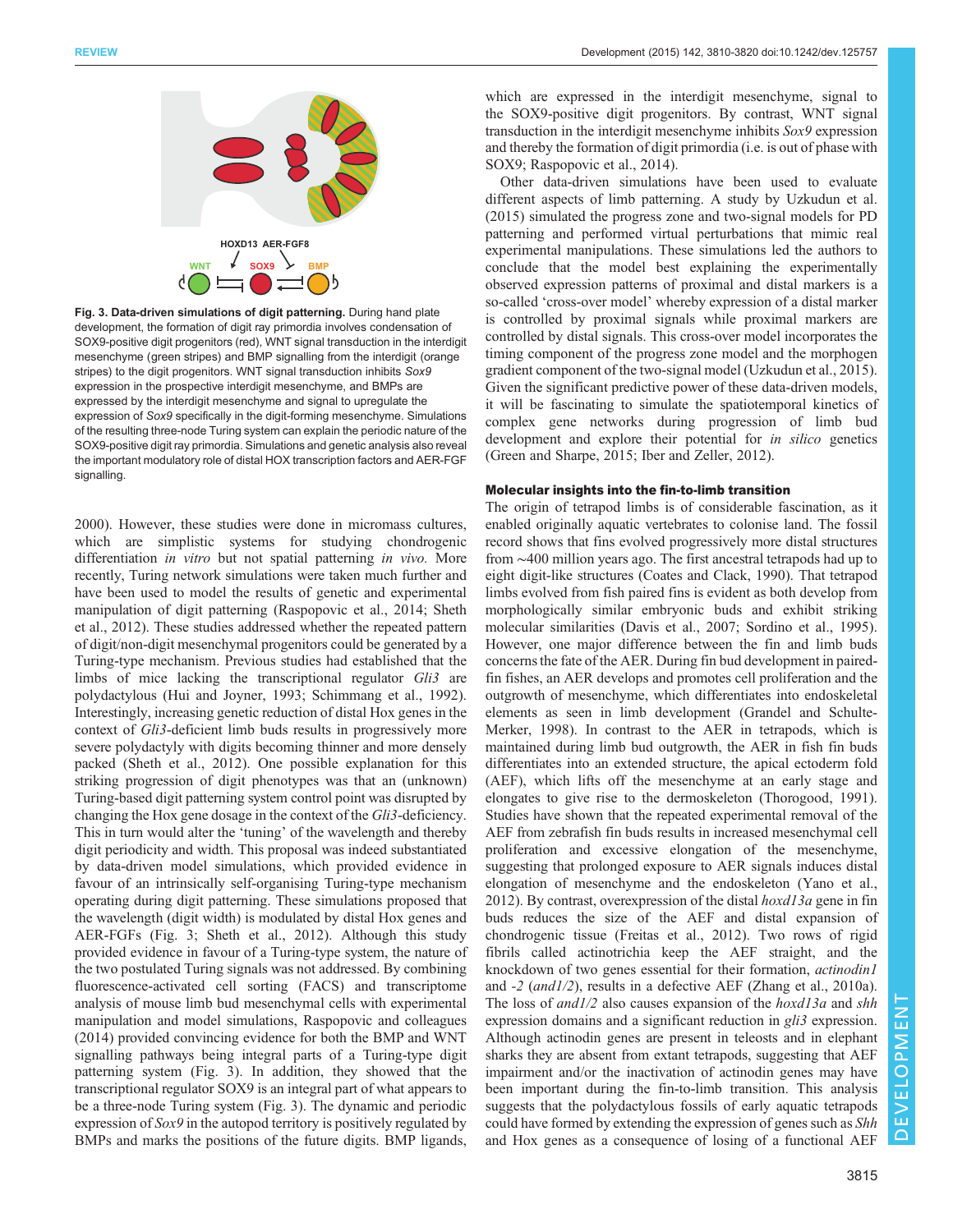HOXD13 AER-FGF8

WNT SOX9 BMP

**Fig. 3. Data-driven simulations of digit patterning.** During hand plate development, the formation of digit ray primordia involves condensation of SOX9-positive digit progenitors (red), WNT signal transduction in the interdigit mesenchyme (green stripes) and BMP signalling from the interdigit (orange stripes) to the digit progenitors. WNT signal transduction inhibits *Sox9* expression in the prospective interdigit mesenchyme, and BMPs are expressed by the interdigit mesenchyme and signal to upregulate the expression of *Sox9* specifically in the digit-forming mesenchyme. Simulations of the resulting three-node Turing system can explain the periodic nature of the SOX9-positive digit ray primordia. Simulations and genetic analysis also reveal the important modulatory role of distal HOX transcription factors and AER-FGF signalling.

2000). However, these studies were done in micromass cultures, which are simplistic systems for studying chondrogenic differentiation *in vitro* but not spatial patterning *in vivo*. More recently, Turing network simulations were taken much further and have been used to model the results of genetic and experimental manipulation of digit patterning (Raspopovic et al., 2014; Sheth et al., 2012). These studies addressed whether the repeated pattern of digit/non-digit mesenchymal progenitors could be generated by a Turing-type mechanism. Previous studies had established that the limbs of mice lacking the transcriptional regulator *Gli3* are polydactylous (Hui and Joyner, 1993; Schimmang et al., 1992). Interestingly, increasing genetic reduction of distal Hox genes in the context of *Gli3*-deficient limb buds results in progressively more severe polydactyly with digits becoming thinner and more densely packed (Sheth et al., 2012). One possible explanation for this striking progression of digit phenotypes was that an (unknown) Turing-based digit patterning system control point was disrupted by changing the Hox gene dosage in the context of the *Gli3*-deficiency. This in turn would alter the 'tuning' of the wavelength and thereby digit periodicity and width. This proposal was indeed substantiated by data-driven model simulations, which provided evidence in favour of an intrinsically self-organising Turing-type mechanism operating during digit patterning. These simulations proposed that the wavelength (digit width) is modulated by distal Hox genes and AER-FGFs (Fig. 3; Sheth et al., 2012). Although this study provided evidence in favour of a Turing-type system, the nature of the two postulated Turing signals was not addressed. By combining fluorescence-activated cell sorting (FACS) and transcriptome analysis of mouse limb bud mesenchymal cells with experimental manipulation and model simulations, Raspopovic and colleagues (2014) provided convincing evidence for both the BMP and WNT signalling pathways being integral parts of a Turing-type digit patterning system (Fig. 3). In addition, they showed that the transcriptional regulator SOX9 is an integral part of what appears to be a three-node Turing system (Fig. 3). The dynamic and periodic expression of *Sox9* in the autopod territory is positively regulated by BMPs and marks the positions of the future digits. BMP ligands, which are expressed in the interdigit mesenchyme, signal to the SOX9-positive digit progenitors. By contrast, WNT signal transduction in the interdigit mesenchyme inhibits *Sox9* expression and thereby the formation of digit primordia (i.e. is out of phase with SOX9; Raspopovic et al., 2014).

Other data-driven simulations have been used to evaluate different aspects of limb patterning. A study by Uzkudun et al. (2015) simulated the progress zone and two-signal models for PD patterning and performed virtual perturbations that mimic real experimental manipulations. These simulations led the authors to conclude that the model best explaining the experimentally observed expression patterns of proximal and distal markers is a so-called 'cross-over model' whereby expression of a distal marker is controlled by proximal signals while proximal markers are controlled by distal signals. This cross-over model incorporates the timing component of the progress zone model and the morphogen gradient component of the two-signal model (Uzkudun et al., 2015). Given the significant predictive power of these data-driven models, it will be fascinating to simulate the spatiotemporal kinetics of complex gene networks during progression of limb bud development and explore their potential for *in silico* genetics (Green and Sharpe, 2015; Iber and Zeller, 2012).

### Molecular insights into the fin-to-limb transition

The origin of tetrapod limbs is of considerable fascination, as it enabled originally aquatic vertebrates to colonise land. The fossil record shows that fins evolved progressively more distal structures from ~400 million years ago. The first ancestral tetrapods had up to eight digit-like structures (Coates and Clack, 1990). That tetrapod limbs evolved from fish paired fins is evident as both develop from morphologically similar embryonic buds and exhibit striking molecular similarities (Davis et al., 2007; Sordino et al., 1995). However, one major difference between the fin and limb buds concerns the fate of the AER. During fin bud development in paired-fin fishes, an AER develops and promotes cell proliferation and the outgrowth of mesenchyme, which differentiates into endoskeletal elements as seen in limb development (Grandel and Schulte-Merker, 1998). In contrast to the AER in tetrapods, which is maintained during limb bud outgrowth, the AER in fish fin buds differentiates into an extended structure, the apical ectoderm fold (AEF), which lifts off the mesenchyme at an early stage and elongates to give rise to the dermoskeleton (Thorogood, 1991). Studies have shown that the repeated experimental removal of the AEF from zebrafish fin buds results in increased mesenchymal cell proliferation and excessive elongation of the mesenchyme, suggesting that prolonged exposure to AER signals induces distal elongation of mesenchyme and the endoskeleton (Yano et al., 2012). By contrast, overexpression of the distal *hoxd13a* gene in fin buds reduces the size of the AEF and distal expansion of chondrogenic tissue (Freitas et al., 2012). Two rows of rigid fibrils called actinotrichia keep the AEF straight, and the knockdown of two genes essential for their formation, *actinodin1* and *-2* (*and1/2*), results in a defective AEF (Zhang et al., 2010a). The loss of *and1/2* also causes expansion of the *hoxd13a* and *shh* expression domains and a significant reduction in *gli3* expression. Although actinodin genes are present in teleosts and in elephant sharks they are absent from extant tetrapods, suggesting that AEF impairment and/or the inactivation of actinodin genes may have been important during the fin-to-limb transition. This analysis suggests that the polydactylous fossils of early aquatic tetrapods could have formed by extending the expression of genes such as *Shh* and Hox genes as a consequence of losing of a functional AEF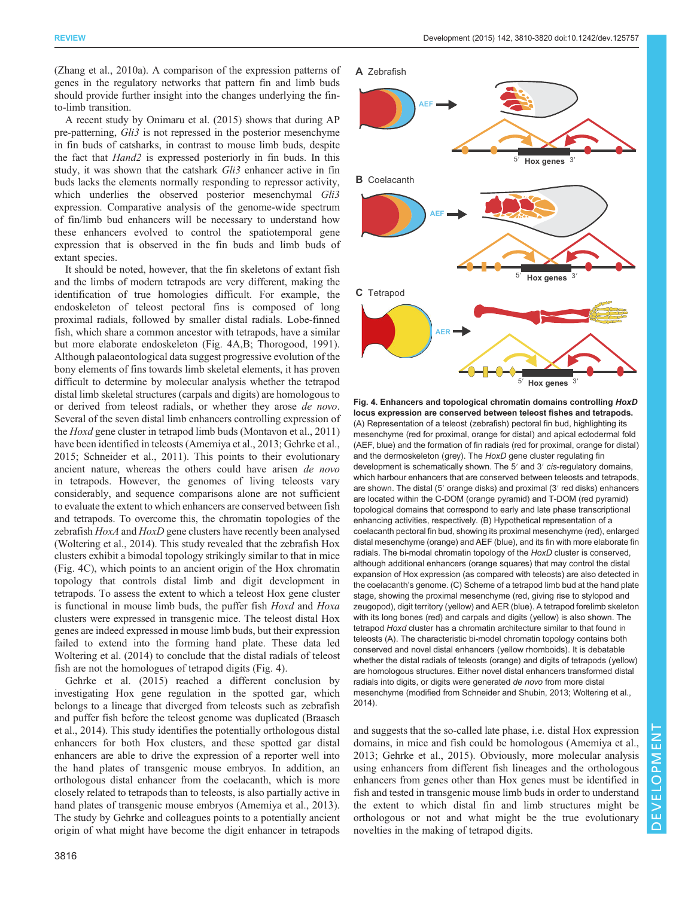(Zhang et al., 2010a). A comparison of the expression patterns of genes in the regulatory networks that pattern fin and limb buds should provide further insight into the changes underlying the fin-to-limb transition.

A recent study by Onimaru et al. (2015) shows that during AP pre-patterning, *Gli3* is not repressed in the posterior mesenchyme in fin buds of catsharks, in contrast to mouse limb buds, despite the fact that *Hand2* is expressed posteriorly in fin buds. In this study, it was shown that the catshark *Gli3* enhancer active in fin buds lacks the elements normally responding to repressor activity, which underlies the observed posterior mesenchymal *Gli3* expression. Comparative analysis of the genome-wide spectrum of fin/limb bud enhancers will be necessary to understand how these enhancers evolved to control the spatiotemporal gene expression that is observed in the fin buds and limb buds of extant species.

It should be noted, however, that the fin skeletons of extant fish and the limbs of modern tetrapods are very different, making the identification of true homologies difficult. For example, the endoskeleton of teleost pectoral fins is composed of long proximal radials, followed by smaller distal radials. Lobe-finned fish, which share a common ancestor with tetrapods, have a similar but more elaborate endoskeleton (Fig. 4A,B; Thorogood, 1991). Although palaeontological data suggest progressive evolution of the bony elements of fins towards limb skeletal elements, it has proven difficult to determine by molecular analysis whether the tetrapod distal limb skeletal structures (carpals and digits) are homologous to or derived from teleost radials, or whether they arose *de novo*. Several of the seven distal limb enhancers controlling expression of the *Hoxd* gene cluster in tetrapod limb buds (Montavon et al., 2011) have been identified in teleosts (Amemiya et al., 2013; Gehrke et al., 2015; Schneider et al., 2011). This points to their evolutionary ancient nature, whereas the others could have arisen *de novo* in tetrapods. However, the genomes of living teleosts vary considerably, and sequence comparisons alone are not sufficient to evaluate the extent to which enhancers are conserved between fish and tetrapods. To overcome this, the chromatin topologies of the zebrafish *HoxA* and *HoxD* gene clusters have recently been analysed (Woltering et al., 2014). This study revealed that the zebrafish Hox clusters exhibit a bimodal topology strikingly similar to that in mice (Fig. 4C), which points to an ancient origin of the Hox chromatin topology that controls distal limb and digit development in tetrapods. To assess the extent to which a teleost Hox gene cluster is functional in mouse limb buds, the puffer fish *Hoxd* and *Hoxa* clusters were expressed in transgenic mice. The teleost distal Hox genes are indeed expressed in mouse limb buds, but their expression failed to extend into the forming hand plate. These data led Woltering et al. (2014) to conclude that the distal radials of teleost fish are not the homologues of tetrapod digits (Fig. 4).

Gehrke et al. (2015) reached a different conclusion by investigating Hox gene regulation in the spotted gar, which belongs to a lineage that diverged from teleosts such as zebrafish and puffer fish before the teleost genome was duplicated (Braasch et al., 2014). This study identifies the potentially orthologous distal enhancers for both Hox clusters, and these spotted gar distal enhancers are able to drive the expression of a reporter well into the hand plates of transgenic mouse embryos. In addition, an orthologous distal enhancer from the coelacanth, which is more closely related to tetrapods than to teleosts, is also partially active in hand plates of transgenic mouse embryos (Amemiya et al., 2013). The study by Gehrke and colleagues points to a potentially ancient origin of what might have become the digit enhancer in tetrapods and suggests that the so-called late phase, i.e. distal Hox expression domains, in mice and fish could be homologous (Amemiya et al., 2013; Gehrke et al., 2015). Obviously, more molecular analysis using enhancers from different fish lineages and the orthologous enhancers from genes other than Hox genes must be identified in fish and tested in transgenic mouse limb buds in order to understand the extent to which distal fin and limb structures might be orthologous or not and what might be the true evolutionary novelties in the making of tetrapod digits.

A Zebrafish

AEF

5′ Hox genes 3′

B Coelacanth

AEF

5′ Hox genes 3′

C Tetrapod

AER

5′ Hox genes 3′

**Fig. 4. Enhancers and topological chromatin domains controlling *HoxD* locus expression are conserved between teleost fishes and tetrapods.** (A) Representation of a teleost (zebrafish) pectoral fin bud, highlighting its mesenchyme (red for proximal, orange for distal) and apical ectodermal fold (AEF, blue) and the formation of fin radials (red for proximal, orange for distal) and the dermoskeleton (grey). The *HoxD* gene cluster regulating fin development is schematically shown. The 5′ and 3′ *cis*-regulatory domains, which harbour enhancers that are conserved between teleosts and tetrapods, are shown. The distal (5′ orange disks) and proximal (3′ red disks) enhancers are located within the C-DOM (orange pyramid) and T-DOM (red pyramid) topological domains that correspond to early and late phase transcriptional enhancing activities, respectively. (B) Hypothetical representation of a coelacanth pectoral fin bud, showing its proximal mesenchyme (red), enlarged distal mesenchyme (orange) and AEF (blue), and its fin with more elaborate fin radials. The bi-modal chromatin topology of the *HoxD* cluster is conserved, although additional enhancers (orange squares) that may control the distal expansion of Hox expression (as compared with teleosts) are also detected in the coelacanth's genome. (C) Scheme of a tetrapod limb bud at the hand plate stage, showing the proximal mesenchyme (red, giving rise to stylopod and zeugopod), digit territory (yellow) and AER (blue). A tetrapod forelimb skeleton with its long bones (red) and carpals and digits (yellow) is also shown. The tetrapod *Hoxd* cluster has a chromatin architecture similar to that found in teleosts (A). The characteristic bi-model chromatin topology contains both conserved and novel distal enhancers (yellow rhomboids). It is debatable whether the distal radials of teleosts (orange) and digits of tetrapods (yellow) are homologous structures. Either novel distal enhancers transformed distal radials into digits, or digits were generated *de novo* from more distal mesenchyme (modified from Schneider and Shubin, 2013; Woltering et al., 2014).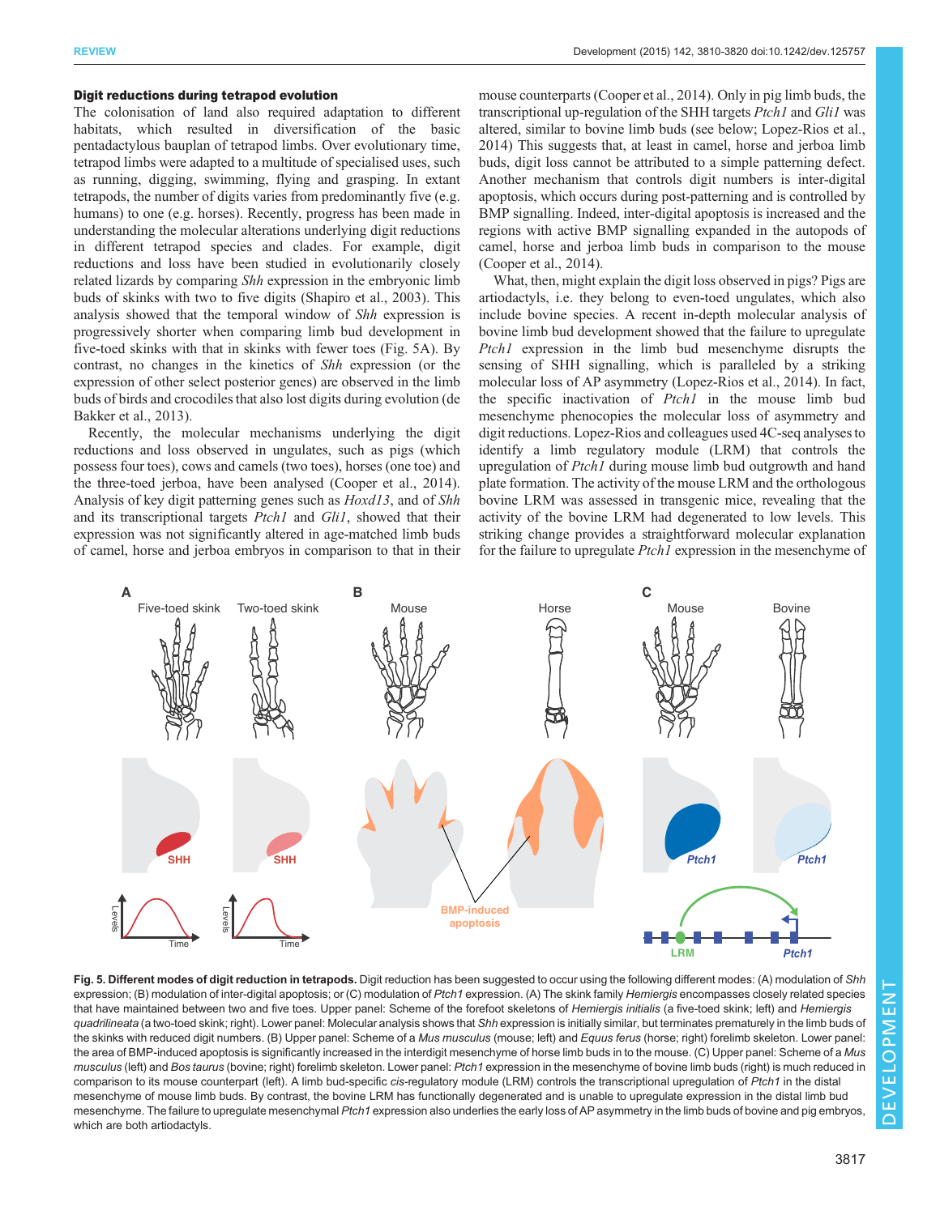### Digit reductions during tetrapod evolution

The colonisation of land also required adaptation to different habitats, which resulted in diversification of the basic pentadactylous bauplan of tetrapod limbs. Over evolutionary time, tetrapod limbs were adapted to a multitude of specialised uses, such as running, digging, swimming, flying and grasping. In extant tetrapods, the number of digits varies from predominantly five (e.g. humans) to one (e.g. horses). Recently, progress has been made in understanding the molecular alterations underlying digit reductions in different tetrapod species and clades. For example, digit reductions and loss have been studied in evolutionarily closely related lizards by comparing *Shh* expression in the embryonic limb buds of skinks with two to five digits (Shapiro et al., 2003). This analysis showed that the temporal window of *Shh* expression is progressively shorter when comparing limb bud development in five-toed skinks with that in skinks with fewer toes (Fig. 5A). By contrast, no changes in the kinetics of *Shh* expression (or the expression of other select posterior genes) are observed in the limb buds of birds and crocodiles that also lost digits during evolution (de Bakker et al., 2013).

Recently, the molecular mechanisms underlying the digit reductions and loss observed in ungulates, such as pigs (which possess four toes), cows and camels (two toes), horses (one toe) and the three-toed jerboa, have been analysed (Cooper et al., 2014). Analysis of key digit patterning genes such as *Hoxd13*, and of *Shh* and its transcriptional targets *Ptch1* and *Gli1*, showed that their expression was not significantly altered in age-matched limb buds of camel, horse and jerboa embryos in comparison to that in their mouse counterparts (Cooper et al., 2014). Only in pig limb buds, the transcriptional up-regulation of the SHH targets *Ptch1* and *Gli1* was altered, similar to bovine limb buds (see below; Lopez-Rios et al., 2014) This suggests that, at least in camel, horse and jerboa limb buds, digit loss cannot be attributed to a simple patterning defect. Another mechanism that controls digit numbers is inter-digital apoptosis, which occurs during post-patterning and is controlled by BMP signalling. Indeed, inter-digital apoptosis is increased and the regions with active BMP signalling expanded in the autopods of camel, horse and jerboa limb buds in comparison to the mouse (Cooper et al., 2014).

What, then, might explain the digit loss observed in pigs? Pigs are artiodactyls, i.e. they belong to even-toed ungulates, which also include bovine species. A recent in-depth molecular analysis of bovine limb bud development showed that the failure to upregulate *Ptch1* expression in the limb bud mesenchyme disrupts the sensing of SHH signalling, which is paralleled by a striking molecular loss of AP asymmetry (Lopez-Rios et al., 2014). In fact, the specific inactivation of *Ptch1* in the mouse limb bud mesenchyme phenocopies the molecular loss of asymmetry and digit reductions. Lopez-Rios and colleagues used 4C-seq analyses to identify a limb regulatory module (LRM) that controls the upregulation of *Ptch1* during mouse limb bud outgrowth and hand plate formation. The activity of the mouse LRM and the orthologous bovine LRM was assessed in transgenic mice, revealing that the activity of the bovine LRM had degenerated to low levels. This striking change provides a straightforward molecular explanation for the failure to upregulate *Ptch1* expression in the mesenchyme of

**Fig. 5. Different modes of digit reduction in tetrapods.** Digit reduction has been suggested to occur using the following different modes: (A) modulation of *Shh* expression; (B) modulation of inter-digital apoptosis; or (C) modulation of *Ptch1* expression. (A) The skink family *Hemiergis* encompasses closely related species that have maintained between two and five toes. Upper panel: Scheme of the forefoot skeletons of *Hemiergis initialis* (a five-toed skink; left) and *Hemiergis quadrilineata* (a two-toed skink; right). Lower panel: Molecular analysis shows that *Shh* expression is initially similar, but terminates prematurely in the limb buds of the skinks with reduced digit numbers. (B) Upper panel: Scheme of a *Mus musculus* (mouse; left) and *Equus ferus* (horse; right) forelimb skeleton. Lower panel: the area of BMP-induced apoptosis is significantly increased in the interdigit mesenchyme of horse limb buds in to the mouse. (C) Upper panel: Scheme of a *Mus musculus* (left) and *Bos taurus* (bovine; right) forelimb skeleton. Lower panel: *Ptch1* expression in the mesenchyme of bovine limb buds (right) is much reduced in comparison to its mouse counterpart (left). A limb bud-specific *cis*-regulatory module (LRM) controls the transcriptional upregulation of *Ptch1* in the distal mesenchyme of mouse limb buds. By contrast, the bovine LRM has functionally degenerated and is unable to upregulate expression in the distal limb bud mesenchyme. The failure to upregulate mesenchymal *Ptch1* expression also underlies the early loss of AP asymmetry in the limb buds of bovine and pig embryos, which are both artiodactyls.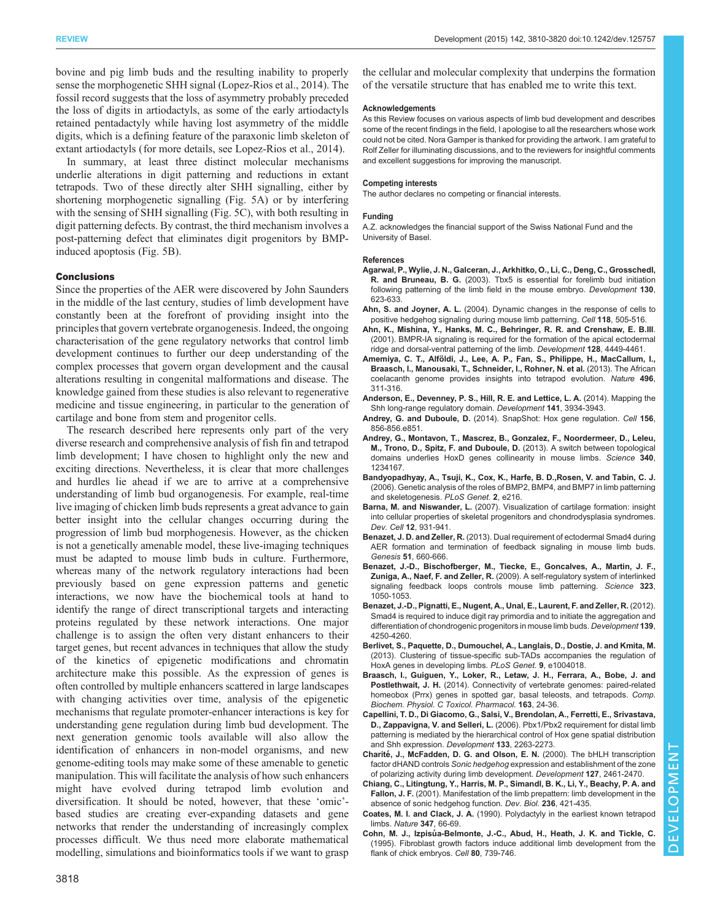bovine and pig limb buds and the resulting inability to properly sense the morphogenetic SHH signal (Lopez-Rios et al., 2014). The fossil record suggests that the loss of asymmetry probably preceded the loss of digits in artiodactyls, as some of the early artiodactyls retained pentadactyly while having lost asymmetry of the middle digits, which is a defining feature of the paraxonic limb skeleton of extant artiodactyls (for more details, see Lopez-Rios et al., 2014).

In summary, at least three distinct molecular mechanisms underlie alterations in digit patterning and reductions in extant tetrapods. Two of these directly alter SHH signalling, either by shortening morphogenetic signalling (Fig. 5A) or by interfering with the sensing of SHH signalling (Fig. 5C), with both resulting in digit patterning defects. By contrast, the third mechanism involves a post-patterning defect that eliminates digit progenitors by BMP-induced apoptosis (Fig. 5B).

## Conclusions

Since the properties of the AER were discovered by John Saunders in the middle of the last century, studies of limb development have constantly been at the forefront of providing insight into the principles that govern vertebrate organogenesis. Indeed, the ongoing characterisation of the gene regulatory networks that control limb development continues to further our deep understanding of the complex processes that govern organ development and the causal alterations resulting in congenital malformations and disease. The knowledge gained from these studies is also relevant to regenerative medicine and tissue engineering, in particular to the generation of cartilage and bone from stem and progenitor cells.

The research described here represents only part of the very diverse research and comprehensive analysis of fish fin and tetrapod limb development; I have chosen to highlight only the new and exciting directions. Nevertheless, it is clear that more challenges and hurdles lie ahead if we are to arrive at a comprehensive understanding of limb bud organogenesis. For example, real-time live imaging of chicken limb buds represents a great advance to gain better insight into the cellular changes occurring during the progression of limb bud morphogenesis. However, as the chicken is not a genetically amenable model, these live-imaging techniques must be adapted to mouse limb buds in culture. Furthermore, whereas many of the network regulatory interactions had been previously based on gene expression patterns and genetic interactions, we now have the biochemical tools at hand to identify the range of direct transcriptional targets and interacting proteins regulated by these network interactions. One major challenge is to assign the often very distant enhancers to their target genes, but recent advances in techniques that allow the study of the kinetics of epigenetic modifications and chromatin architecture make this possible. As the expression of genes is often controlled by multiple enhancers scattered in large landscapes with changing activities over time, analysis of the epigenetic mechanisms that regulate promoter-enhancer interactions is key for understanding gene regulation during limb bud development. The next generation genomic tools available will also allow the identification of enhancers in non-model organisms, and new genome-editing tools may make some of these amenable to genetic manipulation. This will facilitate the analysis of how such enhancers might have evolved during tetrapod limb evolution and diversification. It should be noted, however, that these 'omic'-based studies are creating ever-expanding datasets and gene networks that render the understanding of increasingly complex processes difficult. We thus need more elaborate mathematical modelling, simulations and bioinformatics tools if we want to grasp the cellular and molecular complexity that underpins the formation of the versatile structure that has enabled me to write this text.

#### Acknowledgements

As this Review focuses on various aspects of limb bud development and describes some of the recent findings in the field, I apologise to all the researchers whose work could not be cited. Nora Gamper is thanked for providing the artwork. I am grateful to Rolf Zeller for illuminating discussions, and to the reviewers for insightful comments and excellent suggestions for improving the manuscript.

#### Competing interests

The author declares no competing or financial interests.

#### Funding

A.Z. acknowledges the financial support of the Swiss National Fund and the University of Basel.

#### References

**Agarwal, P., Wylie, J. N., Galceran, J., Arkhitko, O., Li, C., Deng, C., Grosschedl, R. and Bruneau, B. G.** (2003). Tbx5 is essential for forelimb bud initiation following patterning of the limb field in the mouse embryo. *Development* **130**, 623-633.

**Ahn, S. and Joyner, A. L.** (2004). Dynamic changes in the response of cells to positive hedgehog signaling during mouse limb patterning. *Cell* **118**, 505-516.

**Ahn, K., Mishina, Y., Hanks, M. C., Behringer, R. R. and Crenshaw, E. B.III.** (2001). BMPR-IA signaling is required for the formation of the apical ectodermal ridge and dorsal-ventral patterning of the limb. *Development* **128**, 4449-4461.

**Amemiya, C. T., Alföldi, J., Lee, A. P., Fan, S., Philippe, H., MacCallum, I., Braasch, I., Manousaki, T., Schneider, I., Rohner, N. et al.** (2013). The African coelacanth genome provides insights into tetrapod evolution. *Nature* **496**, 311-316.

**Anderson, E., Devenney, P. S., Hill, R. E. and Lettice, L. A.** (2014). Mapping the Shh long-range regulatory domain. *Development* **141**, 3934-3943.

**Andrey, G. and Duboule, D.** (2014). SnapShot: Hox gene regulation. *Cell* **156**, 856-856.e851.

**Andrey, G., Montavon, T., Mascrez, B., Gonzalez, F., Noordermeer, D., Leleu, M., Trono, D., Spitz, F. and Duboule, D.** (2013). A switch between topological domains underlies HoxD genes collinearity in mouse limbs. *Science* **340**, 1234167.

**Bandyopadhyay, A., Tsuji, K., Cox, K., Harfe, B. D.,Rosen, V. and Tabin, C. J.** (2006). Genetic analysis of the roles of BMP2, BMP4, and BMP7 in limb patterning and skeletogenesis. *PLoS Genet.* **2**, e216.

**Barna, M. and Niswander, L.** (2007). Visualization of cartilage formation: insight into cellular properties of skeletal progenitors and chondrodysplasia syndromes. *Dev. Cell* **12**, 931-941.

**Benazet, J. D. and Zeller, R.** (2013). Dual requirement of ectodermal Smad4 during AER formation and termination of feedback signaling in mouse limb buds. *Genesis* **51**, 660-666.

**Benazet, J.-D., Bischofberger, M., Tiecke, E., Goncalves, A., Martin, J. F., Zuniga, A., Naef, F. and Zeller, R.** (2009). A self-regulatory system of interlinked signaling feedback loops controls mouse limb patterning. *Science* **323**, 1050-1053.

**Benazet, J.-D., Pignatti, E., Nugent, A., Unal, E., Laurent, F. and Zeller, R.** (2012). Smad4 is required to induce digit ray primordia and to initiate the aggregation and differentiation of chondrogenic progenitors in mouse limb buds. *Development* **139**, 4250-4260.

**Berlivet, S., Paquette, D., Dumouchel, A., Langlais, D., Dostie, J. and Kmita, M.** (2013). Clustering of tissue-specific sub-TADs accompanies the regulation of HoxA genes in developing limbs. *PLoS Genet.* **9**, e1004018.

**Braasch, I., Guiguen, Y., Loker, R., Letaw, J. H., Ferrara, A., Bobe, J. and Postlethwait, J. H.** (2014). Connectivity of vertebrate genomes: paired-related homeobox (Prrx) genes in spotted gar, basal teleosts, and tetrapods. *Comp. Biochem. Physiol. C Toxicol. Pharmacol.* **163**, 24-36.

**Capellini, T. D., Di Giacomo, G., Salsi, V., Brendolan, A., Ferretti, E., Srivastava, D., Zappavigna, V. and Selleri, L.** (2006). Pbx1/Pbx2 requirement for distal limb patterning is mediated by the hierarchical control of Hox gene spatial distribution and Shh expression. *Development* **133**, 2263-2273.

**Charité, J., McFadden, D. G. and Olson, E. N.** (2000). The bHLH transcription factor dHAND controls *Sonic hedgehog* expression and establishment of the zone of polarizing activity during limb development. *Development* **127**, 2461-2470.

**Chiang, C., Litingtung, Y., Harris, M. P., Simandl, B. K., Li, Y., Beachy, P. A. and Fallon, J. F.** (2001). Manifestation of the limb prepattern: limb development in the absence of sonic hedgehog function. *Dev. Biol.* **236**, 421-435.

**Coates, M. I. and Clack, J. A.** (1990). Polydactyly in the earliest known tetrapod limbs. *Nature* **347**, 66-69.

**Cohn, M. J., Izpisúa-Belmonte, J.-C., Abud, H., Heath, J. K. and Tickle, C.** (1995). Fibroblast growth factors induce additional limb development from the flank of chick embryos. *Cell* **80**, 739-746.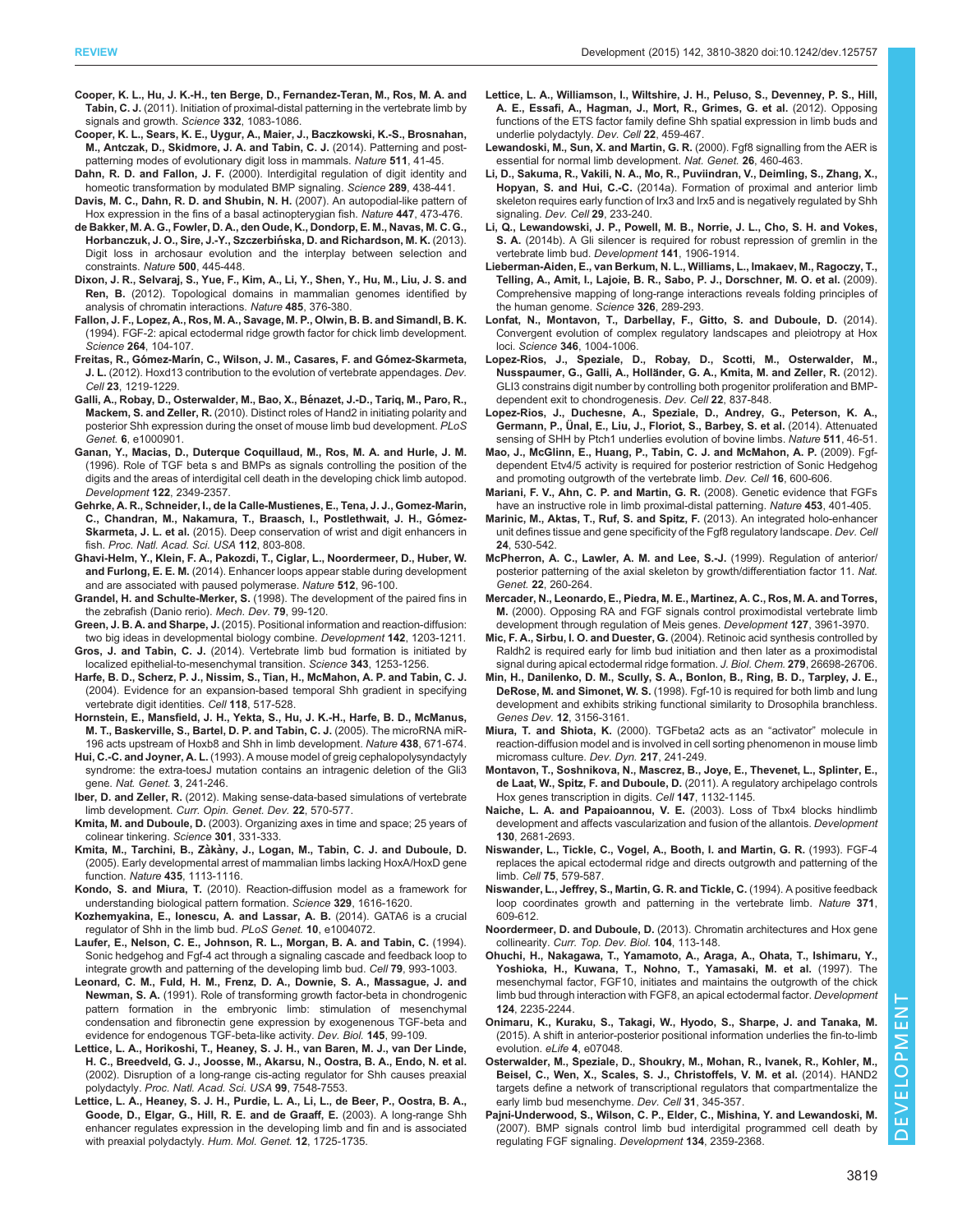**Cooper, K. L., Hu, J. K.-H., ten Berge, D., Fernandez-Teran, M., Ros, M. A. and Tabin, C. J.** (2011). Initiation of proximal-distal patterning in the vertebrate limb by signals and growth. *Science* **332**, 1083-1086.

**Cooper, K. L., Sears, K. E., Uygur, A., Maier, J., Baczkowski, K.-S., Brosnahan, M., Antczak, D., Skidmore, J. A. and Tabin, C. J.** (2014). Patterning and post-patterning modes of evolutionary digit loss in mammals. *Nature* **511**, 41-45.

**Dahn, R. D. and Fallon, J. F.** (2000). Interdigital regulation of digit identity and homeotic transformation by modulated BMP signaling. *Science* **289**, 438-441.

**Davis, M. C., Dahn, R. D. and Shubin, N. H.** (2007). An autopodial-like pattern of Hox expression in the fins of a basal actinopterygian fish. *Nature* **447**, 473-476.

**de Bakker, M. A. G., Fowler, D. A., den Oude, K., Dondorp, E. M., Navas, M. C. G., Horbanczuk, J. O., Sire, J.-Y., Szczerbińska, D. and Richardson, M. K.** (2013). Digit loss in archosaur evolution and the interplay between selection and constraints. *Nature* **500**, 445-448.

**Dixon, J. R., Selvaraj, S., Yue, F., Kim, A., Li, Y., Shen, Y., Hu, M., Liu, J. S. and Ren, B.** (2012). Topological domains in mammalian genomes identified by analysis of chromatin interactions. *Nature* **485**, 376-380.

**Fallon, J. F., Lopez, A., Ros, M. A., Savage, M. P., Olwin, B. B. and Simandl, B. K.** (1994). FGF-2: apical ectodermal ridge growth factor for chick limb development. *Science* **264**, 104-107.

**Freitas, R., Gómez-Marín, C., Wilson, J. M., Casares, F. and Gómez-Skarmeta, J. L.** (2012). Hoxd13 contribution to the evolution of vertebrate appendages. *Dev. Cell* **23**, 1219-1229.

**Galli, A., Robay, D., Osterwalder, M., Bao, X., Bénazet, J.-D., Tariq, M., Paro, R., Mackem, S. and Zeller, R.** (2010). Distinct roles of Hand2 in initiating polarity and posterior Shh expression during the onset of mouse limb bud development. *PLoS Genet.* **6**, e1000901.

**Ganan, Y., Macias, D., Duterque Coquillaud, M., Ros, M. A. and Hurle, J. M.** (1996). Role of TGF beta s and BMPs as signals controlling the position of the digits and the areas of interdigital cell death in the developing chick limb autopod. *Development* **122**, 2349-2357.

**Gehrke, A. R., Schneider, I., de la Calle-Mustienes, E., Tena, J. J., Gomez-Marin, C., Chandran, M., Nakamura, T., Braasch, I., Postlethwait, J. H., Gómez-Skarmeta, J. L. et al.** (2015). Deep conservation of wrist and digit enhancers in fish. *Proc. Natl. Acad. Sci. USA* **112**, 803-808.

**Ghavi-Helm, Y., Klein, F. A., Pakozdi, T., Ciglar, L., Noordermeer, D., Huber, W. and Furlong, E. E. M.** (2014). Enhancer loops appear stable during development and are associated with paused polymerase. *Nature* **512**, 96-100.

**Grandel, H. and Schulte-Merker, S.** (1998). The development of the paired fins in the zebrafish (Danio rerio). *Mech. Dev.* **79**, 99-120.

**Green, J. B. A. and Sharpe, J.** (2015). Positional information and reaction-diffusion: two big ideas in developmental biology combine. *Development* **142**, 1203-1211.

**Gros, J. and Tabin, C. J.** (2014). Vertebrate limb bud formation is initiated by localized epithelial-to-mesenchymal transition. *Science* **343**, 1253-1256.

**Harfe, B. D., Scherz, P. J., Nissim, S., Tian, H., McMahon, A. P. and Tabin, C. J.** (2004). Evidence for an expansion-based temporal Shh gradient in specifying vertebrate digit identities. *Cell* **118**, 517-528.

**Hornstein, E., Mansfield, J. H., Yekta, S., Hu, J. K.-H., Harfe, B. D., McManus, M. T., Baskerville, S., Bartel, D. P. and Tabin, C. J.** (2005). The microRNA miR-196 acts upstream of Hoxb8 and Shh in limb development. *Nature* **438**, 671-674.

**Hui, C.-C. and Joyner, A. L.** (1993). A mouse model of greig cephalopolysyndactyly syndrome: the extra-toesJ mutation contains an intragenic deletion of the Gli3 gene. *Nat. Genet.* **3**, 241-246.

**Iber, D. and Zeller, R.** (2012). Making sense-data-based simulations of vertebrate limb development. *Curr. Opin. Genet. Dev.* **22**, 570-577.

**Kmita, M. and Duboule, D.** (2003). Organizing axes in time and space; 25 years of colinear tinkering. *Science* **301**, 331-333.

**Kmita, M., Tarchini, B., Zàkàny, J., Logan, M., Tabin, C. J. and Duboule, D.** (2005). Early developmental arrest of mammalian limbs lacking HoxA/HoxD gene function. *Nature* **435**, 1113-1116.

**Kondo, S. and Miura, T.** (2010). Reaction-diffusion model as a framework for understanding biological pattern formation. *Science* **329**, 1616-1620.

**Kozhemyakina, E., Ionescu, A. and Lassar, A. B.** (2014). GATA6 is a crucial regulator of Shh in the limb bud. *PLoS Genet.* **10**, e1004072.

**Laufer, E., Nelson, C. E., Johnson, R. L., Morgan, B. A. and Tabin, C.** (1994). Sonic hedgehog and Fgf-4 act through a signaling cascade and feedback loop to integrate growth and patterning of the developing limb bud. *Cell* **79**, 993-1003.

**Leonard, C. M., Fuld, H. M., Frenz, D. A., Downie, S. A., Massague, J. and Newman, S. A.** (1991). Role of transforming growth factor-beta in chondrogenic pattern formation in the embryonic limb: stimulation of mesenchymal condensation and fibronectin gene expression by exogenenous TGF-beta and evidence for endogenous TGF-beta-like activity. *Dev. Biol.* **145**, 99-109.

**Lettice, L. A., Horikoshi, T., Heaney, S. J. H., van Baren, M. J., van Der Linde, H. C., Breedveld, G. J., Joosse, M., Akarsu, N., Oostra, B. A., Endo, N. et al.** (2002). Disruption of a long-range cis-acting regulator for Shh causes preaxial polydactyly. *Proc. Natl. Acad. Sci. USA* **99**, 7548-7553.

**Lettice, L. A., Heaney, S. J. H., Purdie, L. A., Li, L., de Beer, P., Oostra, B. A., Goode, D., Elgar, G., Hill, R. E. and de Graaff, E.** (2003). A long-range Shh enhancer regulates expression in the developing limb and fin and is associated with preaxial polydactyly. *Hum. Mol. Genet.* **12**, 1725-1735.

**Lettice, L. A., Williamson, I., Wiltshire, J. H., Peluso, S., Devenney, P. S., Hill, A. E., Essafi, A., Hagman, J., Mort, R., Grimes, G. et al.** (2012). Opposing functions of the ETS factor family define Shh spatial expression in limb buds and underlie polydactyly. *Dev. Cell* **22**, 459-467.

**Lewandoski, M., Sun, X. and Martin, G. R.** (2000). Fgf8 signalling from the AER is essential for normal limb development. *Nat. Genet.* **26**, 460-463.

**Li, D., Sakuma, R., Vakili, N. A., Mo, R., Puviindran, V., Deimling, S., Zhang, X., Hopyan, S. and Hui, C.-C.** (2014a). Formation of proximal and anterior limb skeleton requires early function of Irx3 and Irx5 and is negatively regulated by Shh signaling. *Dev. Cell* **29**, 233-240.

**Li, Q., Lewandowski, J. P., Powell, M. B., Norrie, J. L., Cho, S. H. and Vokes, S. A.** (2014b). A Gli silencer is required for robust repression of gremlin in the vertebrate limb bud. *Development* **141**, 1906-1914.

**Lieberman-Aiden, E., van Berkum, N. L., Williams, L., Imakaev, M., Ragoczy, T., Telling, A., Amit, I., Lajoie, B. R., Sabo, P. J., Dorschner, M. O. et al.** (2009). Comprehensive mapping of long-range interactions reveals folding principles of the human genome. *Science* **326**, 289-293.

**Lonfat, N., Montavon, T., Darbellay, F., Gitto, S. and Duboule, D.** (2014). Convergent evolution of complex regulatory landscapes and pleiotropy at Hox loci. *Science* **346**, 1004-1006.

**Lopez-Rios, J., Speziale, D., Robay, D., Scotti, M., Osterwalder, M., Nusspaumer, G., Galli, A., Holländer, G. A., Kmita, M. and Zeller, R.** (2012). GLI3 constrains digit number by controlling both progenitor proliferation and BMP-dependent exit to chondrogenesis. *Dev. Cell* **22**, 837-848.

**Lopez-Rios, J., Duchesne, A., Speziale, D., Andrey, G., Peterson, K. A., Germann, P., Ünal, E., Liu, J., Floriot, S., Barbey, S. et al.** (2014). Attenuated sensing of SHH by Ptch1 underlies evolution of bovine limbs. *Nature* **511**, 46-51.

**Mao, J., McGlinn, E., Huang, P., Tabin, C. J. and McMahon, A. P.** (2009). Fgf-dependent Etv4/5 activity is required for posterior restriction of Sonic Hedgehog and promoting outgrowth of the vertebrate limb. *Dev. Cell* **16**, 600-606.

**Mariani, F. V., Ahn, C. P. and Martin, G. R.** (2008). Genetic evidence that FGFs have an instructive role in limb proximal-distal patterning. *Nature* **453**, 401-405.

**Marinic, M., Aktas, T., Ruf, S. and Spitz, F.** (2013). An integrated holo-enhancer unit defines tissue and gene specificity of the Fgf8 regulatory landscape. *Dev. Cell* **24**, 530-542.

**McPherron, A. C., Lawler, A. M. and Lee, S.-J.** (1999). Regulation of anterior/posterior patterning of the axial skeleton by growth/differentiation factor 11. *Nat. Genet.* **22**, 260-264.

**Mercader, N., Leonardo, E., Piedra, M. E., Martinez, A. C., Ros, M. A. and Torres, M.** (2000). Opposing RA and FGF signals control proximodistal vertebrate limb development through regulation of Meis genes. *Development* **127**, 3961-3970.

**Mic, F. A., Sirbu, I. O. and Duester, G.** (2004). Retinoic acid synthesis controlled by Raldh2 is required early for limb bud initiation and then later as a proximodistal signal during apical ectodermal ridge formation. *J. Biol. Chem.* **279**, 26698-26706.

**Min, H., Danilenko, D. M., Scully, S. A., Bonlon, B., Ring, B. D., Tarpley, J. E., DeRose, M. and Simonet, W. S.** (1998). Fgf-10 is required for both limb and lung development and exhibits striking functional similarity to Drosophila branchless. *Genes Dev.* **12**, 3156-3161.

**Miura, T. and Shiota, K.** (2000). TGFbeta2 acts as an "activator" molecule in reaction-diffusion model and is involved in cell sorting phenomenon in mouse limb micromass culture. *Dev. Dyn.* **217**, 241-249.

**Montavon, T., Soshnikova, N., Mascrez, B., Joye, E., Thevenet, L., Splinter, E., de Laat, W., Spitz, F. and Duboule, D.** (2011). A regulatory archipelago controls Hox genes transcription in digits. *Cell* **147**, 1132-1145.

**Naiche, L. A. and Papaioannou, V. E.** (2003). Loss of Tbx4 blocks hindlimb development and affects vascularization and fusion of the allantois. *Development* **130**, 2681-2693.

**Niswander, L., Tickle, C., Vogel, A., Booth, I. and Martin, G. R.** (1993). FGF-4 replaces the apical ectodermal ridge and directs outgrowth and patterning of the limb. *Cell* **75**, 579-587.

**Niswander, L., Jeffrey, S., Martin, G. R. and Tickle, C.** (1994). A positive feedback loop coordinates growth and patterning in the vertebrate limb. *Nature* **371**, 609-612.

**Noordermeer, D. and Duboule, D.** (2013). Chromatin architectures and Hox gene collinearity. *Curr. Top. Dev. Biol.* **104**, 113-148.

**Ohuchi, H., Nakagawa, T., Yamamoto, A., Araga, A., Ohata, T., Ishimaru, Y., Yoshioka, H., Kuwana, T., Nohno, T., Yamasaki, M. et al.** (1997). The mesenchymal factor, FGF10, initiates and maintains the outgrowth of the chick limb bud through interaction with FGF8, an apical ectodermal factor. *Development* **124**, 2235-2244.

**Onimaru, K., Kuraku, S., Takagi, W., Hyodo, S., Sharpe, J. and Tanaka, M.** (2015). A shift in anterior-posterior positional information underlies the fin-to-limb evolution. *eLife* **4**, e07048.

**Osterwalder, M., Speziale, D., Shoukry, M., Mohan, R., Ivanek, R., Kohler, M., Beisel, C., Wen, X., Scales, S. J., Christoffels, V. M. et al.** (2014). HAND2 targets define a network of transcriptional regulators that compartmentalize the early limb bud mesenchyme. *Dev. Cell* **31**, 345-357.

**Pajni-Underwood, S., Wilson, C. P., Elder, C., Mishina, Y. and Lewandoski, M.** (2007). BMP signals control limb bud interdigital programmed cell death by regulating FGF signaling. *Development* **134**, 2359-2368.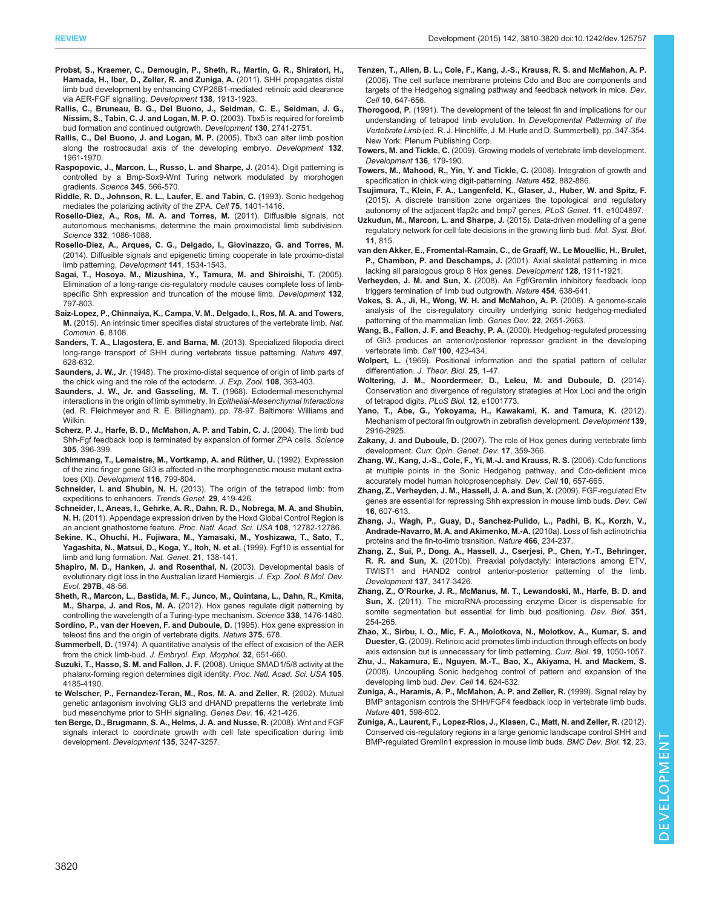**Probst, S., Kraemer, C., Demougin, P., Sheth, R., Martin, G. R., Shiratori, H., Hamada, H., Iber, D., Zeller, R. and Zuniga, A.** (2011). SHH propagates distal limb bud development by enhancing CYP26B1-mediated retinoic acid clearance via AER-FGF signalling. *Development* **138**, 1913-1923.

**Rallis, C., Bruneau, B. G., Del Buono, J., Seidman, C. E., Seidman, J. G., Nissim, S., Tabin, C. J. and Logan, M. P. O.** (2003). Tbx5 is required for forelimb bud formation and continued outgrowth. *Development* **130**, 2741-2751.

**Rallis, C., Del Buono, J. and Logan, M. P.** (2005). Tbx3 can alter limb position along the rostrocaudal axis of the developing embryo. *Development* **132**, 1961-1970.

**Raspopovic, J., Marcon, L., Russo, L. and Sharpe, J.** (2014). Digit patterning is controlled by a Bmp-Sox9-Wnt Turing network modulated by morphogen gradients. *Science* **345**, 566-570.

**Riddle, R. D., Johnson, R. L., Laufer, E. and Tabin, C.** (1993). Sonic hedgehog mediates the polarizing activity of the ZPA. *Cell* **75**, 1401-1416.

**Rosello-Diez, A., Ros, M. A. and Torres, M.** (2011). Diffusible signals, not autonomous mechanisms, determine the main proximodistal limb subdivision. *Science* **332**, 1086-1088.

**Rosello-Diez, A., Arques, C. G., Delgado, I., Giovinazzo, G. and Torres, M.** (2014). Diffusible signals and epigenetic timing cooperate in late proximo-distal limb patterning. *Development* **141**, 1534-1543.

**Sagai, T., Hosoya, M., Mizushina, Y., Tamura, M. and Shiroishi, T.** (2005). Elimination of a long-range cis-regulatory module causes complete loss of limb-specific Shh expression and truncation of the mouse limb. *Development* **132**, 797-803.

**Saiz-Lopez, P., Chinnaiya, K., Campa, V. M., Delgado, I., Ros, M. A. and Towers, M.** (2015). An intrinsic timer specifies distal structures of the vertebrate limb. *Nat. Commun.* **6**, 8108.

**Sanders, T. A., Llagostera, E. and Barna, M.** (2013). Specialized filopodia direct long-range transport of SHH during vertebrate tissue patterning. *Nature* **497**, 628-632.

**Saunders, J. W., Jr** (1948). The proximo-distal sequence of origin of limb parts of the chick wing and the role of the ectoderm. *J. Exp. Zool.* **108**, 363-403.

**Saunders, J. W., Jr. and Gasseling, M. T.** (1968). Ectodermal-mesenchymal interactions in the origin of limb symmetry. In *Epithelial-Mesenchymal Interactions* (ed. R. Fleichmeyer and R. E. Billingham), pp. 78-97. Baltimore: Williams and Wilkin.

**Scherz, P. J., Harfe, B. D., McMahon, A. P. and Tabin, C. J.** (2004). The limb bud Shh-Fgf feedback loop is terminated by expansion of former ZPA cells. *Science* **305**, 396-399.

**Schimmang, T., Lemaistre, M., Vortkamp, A. and Rüther, U.** (1992). Expression of the zinc finger gene Gli3 is affected in the morphogenetic mouse mutant extra-toes (Xt). *Development* **116**, 799-804.

**Schneider, I. and Shubin, N. H.** (2013). The origin of the tetrapod limb: from expeditions to enhancers. *Trends Genet.* **29**, 419-426.

**Schneider, I., Aneas, I., Gehrke, A. R., Dahn, R. D., Nobrega, M. A. and Shubin, N. H.** (2011). Appendage expression driven by the Hoxd Global Control Region is an ancient gnathostome feature. *Proc. Natl. Acad. Sci. USA* **108**, 12782-12786.

**Sekine, K., Ohuchi, H., Fujiwara, M., Yamasaki, M., Yoshizawa, T., Sato, T., Yagashita, N., Matsui, D., Koga, Y., Itoh, N. et al.** (1999). Fgf10 is essential for limb and lung formation. *Nat. Genet.* **21**, 138-141.

**Shapiro, M. D., Hanken, J. and Rosenthal, N.** (2003). Developmental basis of evolutionary digit loss in the Australian lizard Hemiergis. *J. Exp. Zool. B Mol. Dev. Evol.* **297B**, 48-56.

**Sheth, R., Marcon, L., Bastida, M. F., Junco, M., Quintana, L., Dahn, R., Kmita, M., Sharpe, J. and Ros, M. A.** (2012). Hox genes regulate digit patterning by controlling the wavelength of a Turing-type mechanism. *Science* **338**, 1476-1480.

**Sordino, P., van der Hoeven, F. and Duboule, D.** (1995). Hox gene expression in teleost fins and the origin of vertebrate digits. *Nature* **375**, 678.

**Summerbell, D.** (1974). A quantitative analysis of the effect of excision of the AER from the chick limb-bud. *J. Embryol. Exp. Morphol.* **32**, 651-660.

**Suzuki, T., Hasso, S. M. and Fallon, J. F.** (2008). Unique SMAD1/5/8 activity at the phalanx-forming region determines digit identity. *Proc. Natl. Acad. Sci. USA* **105**, 4185-4190.

**te Welscher, P., Fernandez-Teran, M., Ros, M. A. and Zeller, R.** (2002). Mutual genetic antagonism involving GLI3 and dHAND prepatterns the vertebrate limb bud mesenchyme prior to SHH signaling. *Genes Dev.* **16**, 421-426.

**ten Berge, D., Brugmann, S. A., Helms, J. A. and Nusse, R.** (2008). Wnt and FGF signals interact to coordinate growth with cell fate specification during limb development. *Development* **135**, 3247-3257.

**Tenzen, T., Allen, B. L., Cole, F., Kang, J.-S., Krauss, R. S. and McMahon, A. P.** (2006). The cell surface membrane proteins Cdo and Boc are components and targets of the Hedgehog signaling pathway and feedback network in mice. *Dev. Cell* **10**, 647-656.

**Thorogood, P.** (1991). The development of the teleost fin and implications for our understanding of tetrapod limb evolution. In *Developmental Patterning of the Vertebrate Limb* (ed. R. J. Hinchliffe, J. M. Hurle and D. Summerbell), pp. 347-354. New York: Plenum Publishing Corp.

**Towers, M. and Tickle, C.** (2009). Growing models of vertebrate limb development. *Development* **136**, 179-190.

**Towers, M., Mahood, R., Yin, Y. and Tickle, C.** (2008). Integration of growth and specification in chick wing digit-patterning. *Nature* **452**, 882-886.

**Tsujimura, T., Klein, F. A., Langenfeld, K., Glaser, J., Huber, W. and Spitz, F.** (2015). A discrete transition zone organizes the topological and regulatory autonomy of the adjacent tfap2c and bmp7 genes. *PLoS Genet.* **11**, e1004897.

**Uzkudun, M., Marcon, L. and Sharpe, J.** (2015). Data-driven modelling of a gene regulatory network for cell fate decisions in the growing limb bud. *Mol. Syst. Biol.* **11**, 815.

**van den Akker, E., Fromental-Ramain, C., de Graaff, W., Le Mouellic, H., Brulet, P., Chambon, P. and Deschamps, J.** (2001). Axial skeletal patterning in mice lacking all paralogous group 8 Hox genes. *Development* **128**, 1911-1921.

**Verheyden, J. M. and Sun, X.** (2008). An Fgf/Gremlin inhibitory feedback loop triggers termination of limb bud outgrowth. *Nature* **454**, 638-641.

**Vokes, S. A., Ji, H., Wong, W. H. and McMahon, A. P.** (2008). A genome-scale analysis of the cis-regulatory circuitry underlying sonic hedgehog-mediated patterning of the mammalian limb. *Genes Dev.* **22**, 2651-2663.

**Wang, B., Fallon, J. F. and Beachy, P. A.** (2000). Hedgehog-regulated processing of Gli3 produces an anterior/posterior repressor gradient in the developing vertebrate limb. *Cell* **100**, 423-434.

**Wolpert, L.** (1969). Positional information and the spatial pattern of cellular differentiation. *J. Theor. Biol.* **25**, 1-47.

**Woltering, J. M., Noordermeer, D., Leleu, M. and Duboule, D.** (2014). Conservation and divergence of regulatory strategies at Hox Loci and the origin of tetrapod digits. *PLoS Biol.* **12**, e1001773.

**Yano, T., Abe, G., Yokoyama, H., Kawakami, K. and Tamura, K.** (2012). Mechanism of pectoral fin outgrowth in zebrafish development. *Development* **139**, 2916-2925.

**Zakany, J. and Duboule, D.** (2007). The role of Hox genes during vertebrate limb development. *Curr. Opin. Genet. Dev.* **17**, 359-366.

**Zhang, W., Kang, J.-S., Cole, F., Yi, M.-J. and Krauss, R. S.** (2006). Cdo functions at multiple points in the Sonic Hedgehog pathway, and Cdo-deficient mice accurately model human holoprosencephaly. *Dev. Cell* **10**, 657-665.

**Zhang, Z., Verheyden, J. M., Hassell, J. A. and Sun, X.** (2009). FGF-regulated Etv genes are essential for repressing Shh expression in mouse limb buds. *Dev. Cell* **16**, 607-613.

**Zhang, J., Wagh, P., Guay, D., Sanchez-Pulido, L., Padhi, B. K., Korzh, V., Andrade-Navarro, M. A. and Akimenko, M.-A.** (2010a). Loss of fish actinotrichia proteins and the fin-to-limb transition. *Nature* **466**, 234-237.

**Zhang, Z., Sui, P., Dong, A., Hassell, J., Cserjesi, P., Chen, Y.-T., Behringer, R. R. and Sun, X.** (2010b). Preaxial polydactyly: interactions among ETV, TWIST1 and HAND2 control anterior-posterior patterning of the limb. *Development* **137**, 3417-3426.

**Zhang, Z., O'Rourke, J. R., McManus, M. T., Lewandoski, M., Harfe, B. D. and Sun, X.** (2011). The microRNA-processing enzyme Dicer is dispensable for somite segmentation but essential for limb bud positioning. *Dev. Biol.* **351**, 254-265.

**Zhao, X., Sirbu, I. O., Mic, F. A., Molotkova, N., Molotkov, A., Kumar, S. and Duester, G.** (2009). Retinoic acid promotes limb induction through effects on body axis extension but is unnecessary for limb patterning. *Curr. Biol.* **19**, 1050-1057.

**Zhu, J., Nakamura, E., Nguyen, M.-T., Bao, X., Akiyama, H. and Mackem, S.** (2008). Uncoupling Sonic hedgehog control of pattern and expansion of the developing limb bud. *Dev. Cell* **14**, 624-632.

**Zuniga, A., Haramis, A. P., McMahon, A. P. and Zeller, R.** (1999). Signal relay by BMP antagonism controls the SHH/FGF4 feedback loop in vertebrate limb buds. *Nature* **401**, 598-602.

**Zuniga, A., Laurent, F., Lopez-Rios, J., Klasen, C., Matt, N. and Zeller, R.** (2012). Conserved cis-regulatory regions in a large genomic landscape control SHH and BMP-regulated Gremlin1 expression in mouse limb buds. *BMC Dev. Biol.* **12**, 23.